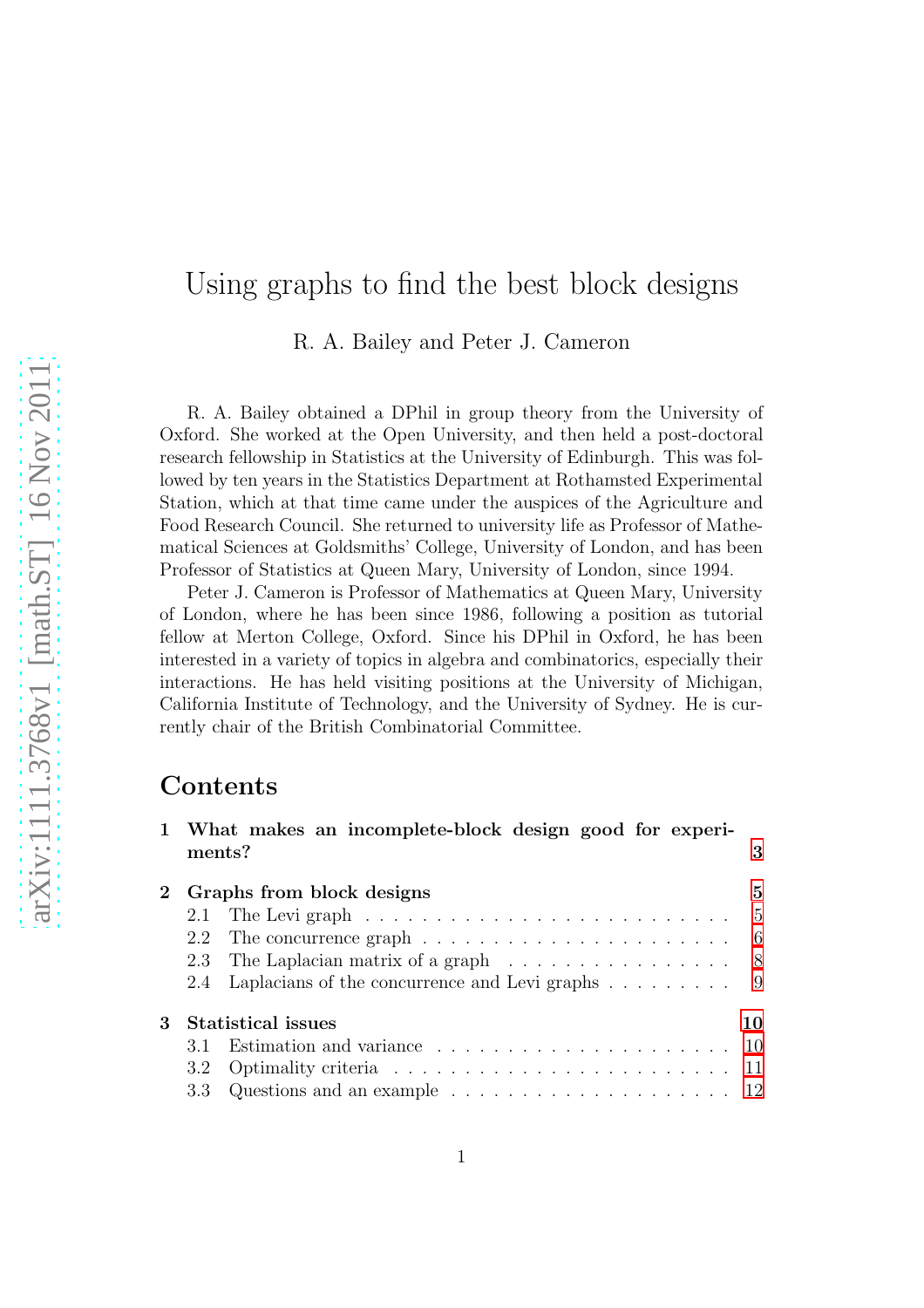# Using graphs to find the best block designs

R. A. Bailey and Peter J. Cameron

R. A. Bailey obtained a DPhil in group theory from the University of Oxford. She worked at the Open University, and then held a post-doctoral research fellowship in Statistics at the University of Edinburgh. This was followed by ten years in the Statistics Department at Rothamsted Experimental Station, which at that time came under the auspices of the Agriculture and Food Research Council. She returned to university life as Professor of Mathematical Sciences at Goldsmiths' College, University of London, and has been Professor of Statistics at Queen Mary, University of London, since 1994.

Peter J. Cameron is Professor of Mathematics at Queen Mary, University of London, where he has been since 1986, following a position as tutorial fellow at Merton College, Oxford. Since his DPhil in Oxford, he has been interested in a variety of topics in algebra and combinatorics, especially their interactions. He has held visiting positions at the University of Michigan, California Institute of Technology, and the University of Sydney. He is currently chair of the British Combinatorial Committee.

## Contents

- **1 What makes an incomplete-block design good for experiments?** 3
- **2 Graphs from block designs** 5
  - 2.1 The Levi graph 5
  - 2.2 The concurrence graph 6
  - 2.3 The Laplacian matrix of a graph 8
  - 2.4 Laplacians of the concurrence and Levi graphs 9
- **3 Statistical issues** 10
  - 3.1 Estimation and variance 10
  - 3.2 Optimality criteria 11
  - 3.3 Questions and an example 12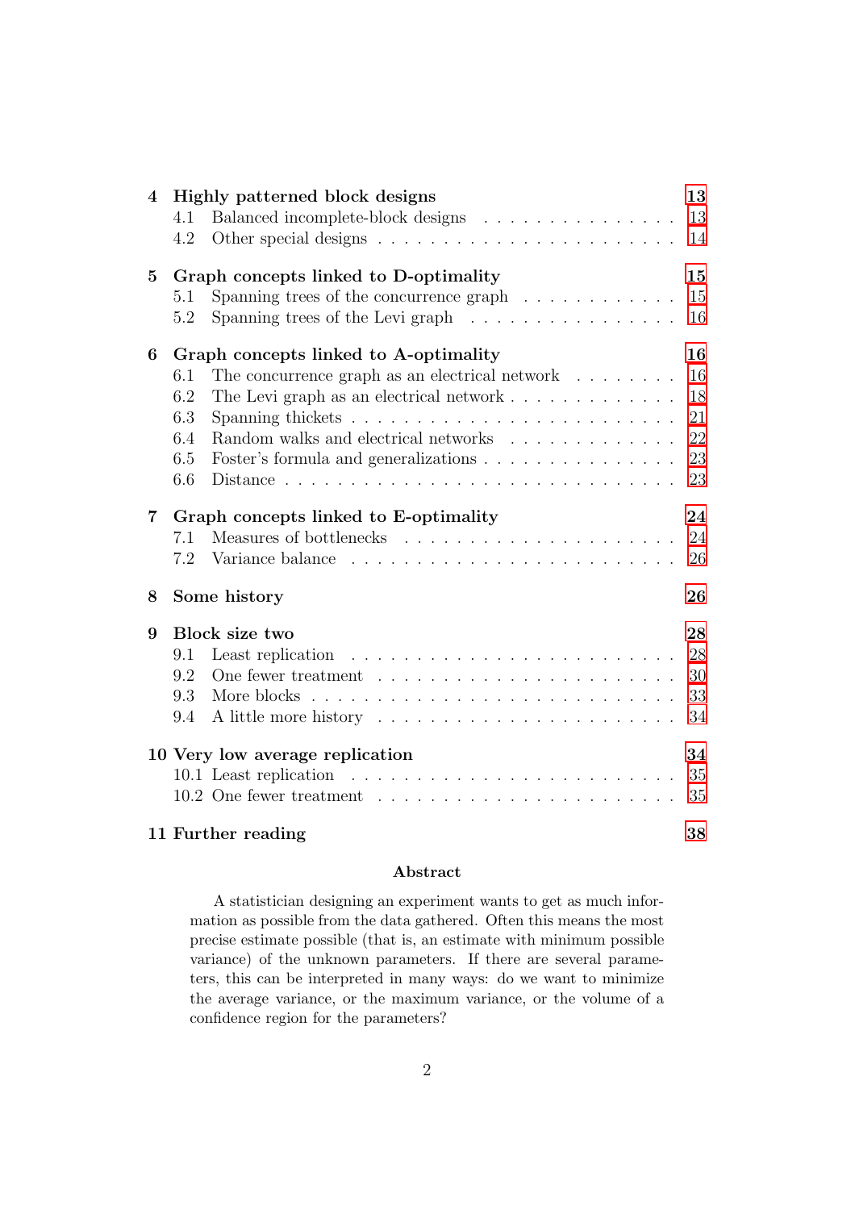| | | |
|---|---|---|
| **4** | **Highly patterned block designs** | **13** |
| 4.1 | Balanced incomplete-block designs | 13 |
| 4.2 | Other special designs | 14 |
| **5** | **Graph concepts linked to D-optimality** | **15** |
| 5.1 | Spanning trees of the concurrence graph | 15 |
| 5.2 | Spanning trees of the Levi graph | 16 |
| **6** | **Graph concepts linked to A-optimality** | **16** |
| 6.1 | The concurrence graph as an electrical network | 16 |
| 6.2 | The Levi graph as an electrical network | 18 |
| 6.3 | Spanning thickets | 21 |
| 6.4 | Random walks and electrical networks | 22 |
| 6.5 | Foster's formula and generalizations | 23 |
| 6.6 | Distance | 23 |
| **7** | **Graph concepts linked to E-optimality** | **24** |
| 7.1 | Measures of bottlenecks | 24 |
| 7.2 | Variance balance | 26 |
| **8** | **Some history** | **26** |
| **9** | **Block size two** | **28** |
| 9.1 | Least replication | 28 |
| 9.2 | One fewer treatment | 30 |
| 9.3 | More blocks | 33 |
| 9.4 | A little more history | 34 |
| **10** | **Very low average replication** | **34** |
| 10.1 | Least replication | 35 |
| 10.2 | One fewer treatment | 35 |
| **11** | **Further reading** | **38** |

## Abstract

A statistician designing an experiment wants to get as much information as possible from the data gathered. Often this means the most precise estimate possible (that is, an estimate with minimum possible variance) of the unknown parameters. If there are several parameters, this can be interpreted in many ways: do we want to minimize the average variance, or the maximum variance, or the volume of a confidence region for the parameters?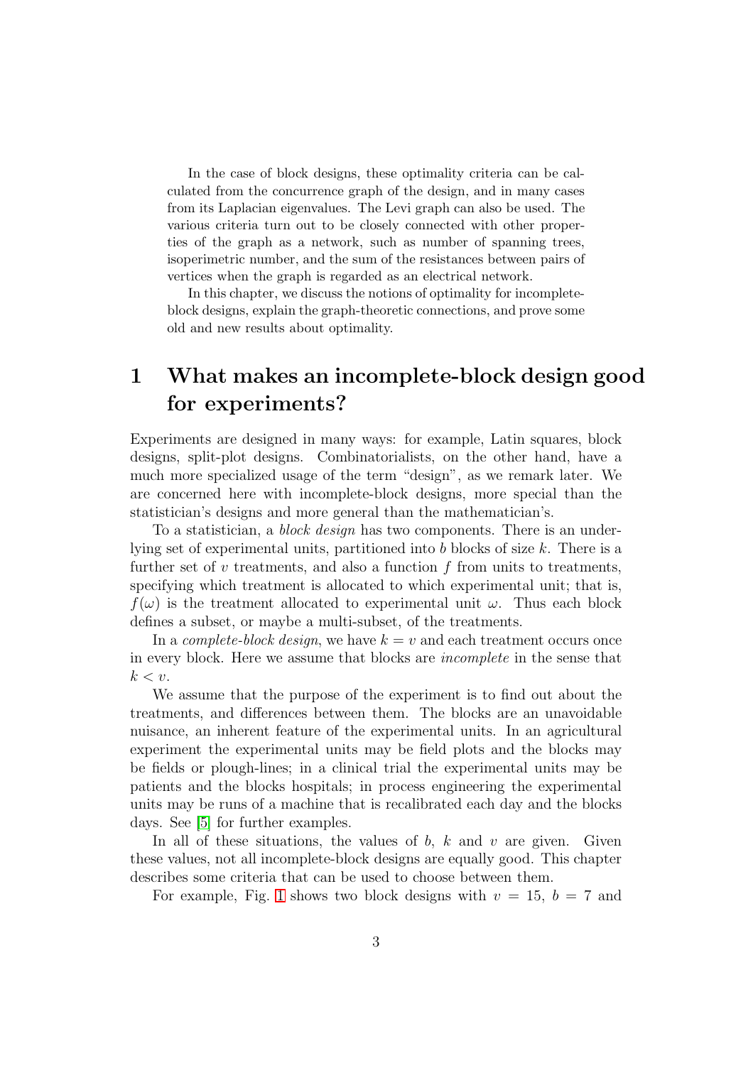In the case of block designs, these optimality criteria can be calculated from the concurrence graph of the design, and in many cases from its Laplacian eigenvalues. The Levi graph can also be used. The various criteria turn out to be closely connected with other properties of the graph as a network, such as number of spanning trees, isoperimetric number, and the sum of the resistances between pairs of vertices when the graph is regarded as an electrical network.

In this chapter, we discuss the notions of optimality for incomplete-block designs, explain the graph-theoretic connections, and prove some old and new results about optimality.

# 1 What makes an incomplete-block design good for experiments?

Experiments are designed in many ways: for example, Latin squares, block designs, split-plot designs. Combinatorialists, on the other hand, have a much more specialized usage of the term "design", as we remark later. We are concerned here with incomplete-block designs, more special than the statistician's designs and more general than the mathematician's.

To a statistician, a *block design* has two components. There is an underlying set of experimental units, partitioned into $b$ blocks of size $k$. There is a further set of $v$ treatments, and also a function $f$ from units to treatments, specifying which treatment is allocated to which experimental unit; that is, $f(\omega)$ is the treatment allocated to experimental unit $\omega$. Thus each block defines a subset, or maybe a multi-subset, of the treatments.

In a *complete-block design*, we have $k = v$ and each treatment occurs once in every block. Here we assume that blocks are *incomplete* in the sense that $k < v$.

We assume that the purpose of the experiment is to find out about the treatments, and differences between them. The blocks are an unavoidable nuisance, an inherent feature of the experimental units. In an agricultural experiment the experimental units may be field plots and the blocks may be fields or plough-lines; in a clinical trial the experimental units may be patients and the blocks hospitals; in process engineering the experimental units may be runs of a machine that is recalibrated each day and the blocks days. See [5] for further examples.

In all of these situations, the values of $b$, $k$ and $v$ are given. Given these values, not all incomplete-block designs are equally good. This chapter describes some criteria that can be used to choose between them.

For example, Fig. 1 shows two block designs with $v = 15$, $b = 7$ and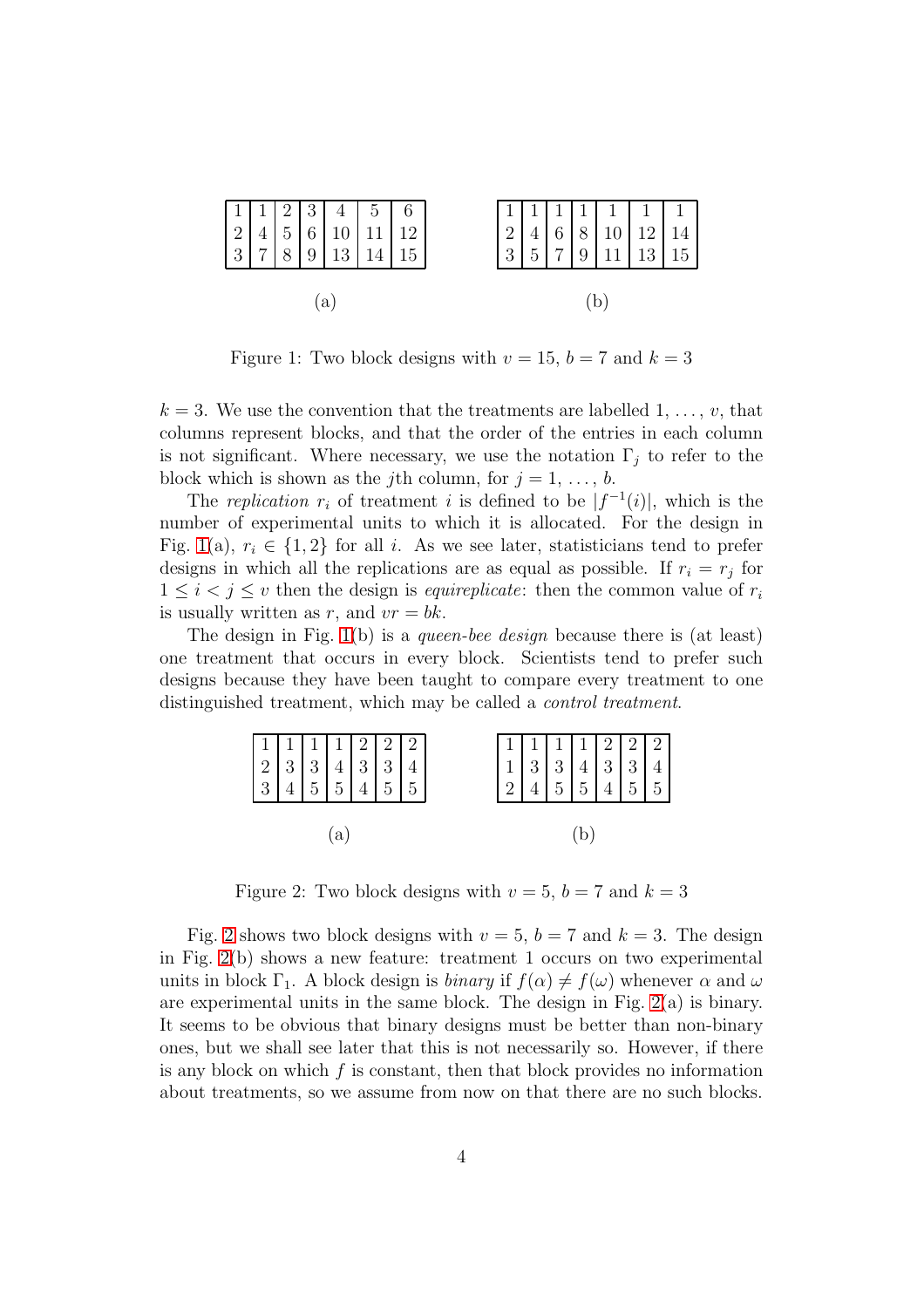| 1 | 1 | 2 | 3 | 4 | 5 | 6 |
|---|---|---|---|---|---|---|
| 2 | 4 | 5 | 6 | 10 | 11 | 12 |
| 3 | 7 | 8 | 9 | 13 | 14 | 15 |

(a)

| 1 | 1 | 1 | 1 | 1 | 1 | 1 |
|---|---|---|---|---|---|---|
| 2 | 4 | 6 | 8 | 10 | 12 | 14 |
| 3 | 5 | 7 | 9 | 11 | 13 | 15 |

(b)

Figure 1: Two block designs with $v = 15$, $b = 7$ and $k = 3$

$k = 3$. We use the convention that the treatments are labelled $1, \ldots, v$, that columns represent blocks, and that the order of the entries in each column is not significant. Where necessary, we use the notation $\Gamma_j$ to refer to the block which is shown as the $j$th column, for $j = 1, \ldots, b$.

The *replication* $r_i$ of treatment $i$ is defined to be $|f^{-1}(i)|$, which is the number of experimental units to which it is allocated. For the design in Fig. 1(a), $r_i \in \{1, 2\}$ for all $i$. As we see later, statisticians tend to prefer designs in which all the replications are as equal as possible. If $r_i = r_j$ for $1 \le i < j \le v$ then the design is *equireplicate*: then the common value of $r_i$ is usually written as $r$, and $vr = bk$.

The design in Fig. 1(b) is a *queen-bee design* because there is (at least) one treatment that occurs in every block. Scientists tend to prefer such designs because they have been taught to compare every treatment to one distinguished treatment, which may be called a *control treatment*.

| 1 | 1 | 1 | 1 | 2 | 2 | 2 |
|---|---|---|---|---|---|---|
| 2 | 3 | 3 | 4 | 3 | 3 | 4 |
| 3 | 4 | 5 | 5 | 4 | 5 | 5 |

(a)

| 1 | 1 | 1 | 1 | 2 | 2 | 2 |
|---|---|---|---|---|---|---|
| 1 | 3 | 3 | 4 | 3 | 3 | 4 |
| 2 | 4 | 5 | 5 | 4 | 5 | 5 |

(b)

Figure 2: Two block designs with $v = 5$, $b = 7$ and $k = 3$

Fig. 2 shows two block designs with $v = 5$, $b = 7$ and $k = 3$. The design in Fig. 2(b) shows a new feature: treatment 1 occurs on two experimental units in block $\Gamma_1$. A block design is *binary* if $f(\alpha) \neq f(\omega)$ whenever $\alpha$ and $\omega$ are experimental units in the same block. The design in Fig. 2(a) is binary. It seems to be obvious that binary designs must be better than non-binary ones, but we shall see later that this is not necessarily so. However, if there is any block on which $f$ is constant, then that block provides no information about treatments, so we assume from now on that there are no such blocks.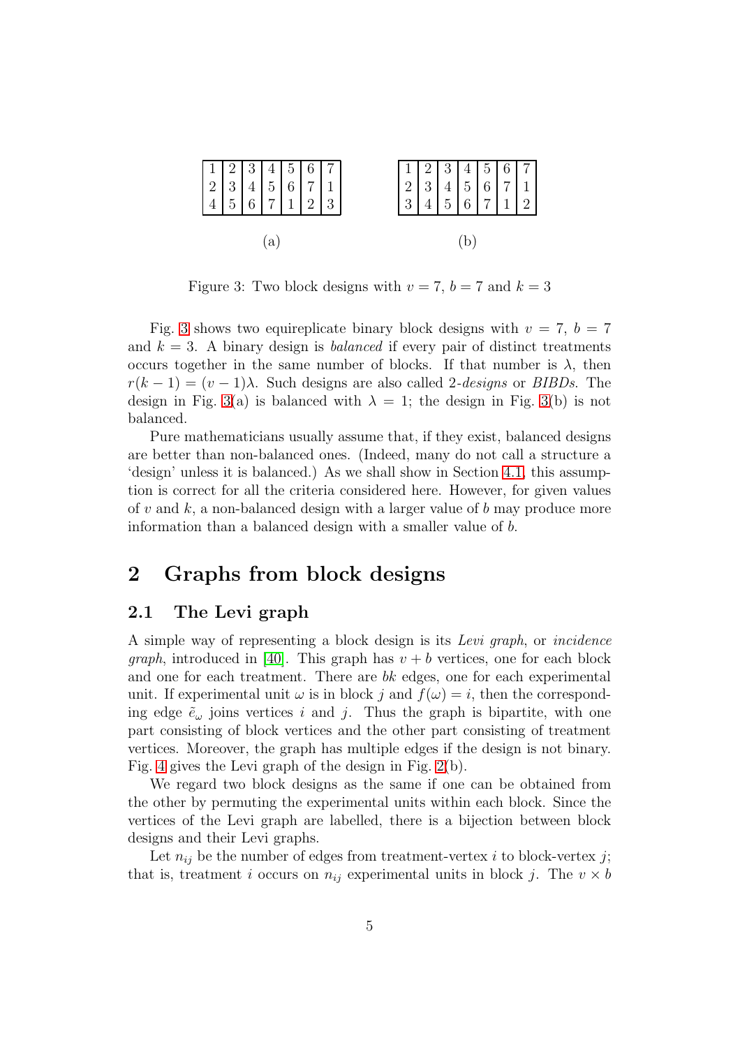| 1 | 2 | 3 | 4 | 5 | 6 | 7 |
|---|---|---|---|---|---|---|
| 2 | 3 | 4 | 5 | 6 | 7 | 1 |
| 4 | 5 | 6 | 7 | 1 | 2 | 3 |

(a)

| 1 | 2 | 3 | 4 | 5 | 6 | 7 |
|---|---|---|---|---|---|---|
| 2 | 3 | 4 | 5 | 6 | 7 | 1 |
| 3 | 4 | 5 | 6 | 7 | 1 | 2 |

(b)

Figure 3: Two block designs with $v = 7$, $b = 7$ and $k = 3$

Fig. 3 shows two equireplicate binary block designs with $v = 7$, $b = 7$ and $k = 3$. A binary design is *balanced* if every pair of distinct treatments occurs together in the same number of blocks. If that number is $\lambda$, then $r(k-1) = (v-1)\lambda$. Such designs are also called 2-*designs* or *BIBDs*. The design in Fig. 3(a) is balanced with $\lambda = 1$; the design in Fig. 3(b) is not balanced.

Pure mathematicians usually assume that, if they exist, balanced designs are better than non-balanced ones. (Indeed, many do not call a structure a 'design' unless it is balanced.) As we shall show in Section 4.1, this assumption is correct for all the criteria considered here. However, for given values of $v$ and $k$, a non-balanced design with a larger value of $b$ may produce more information than a balanced design with a smaller value of $b$.

## 2 Graphs from block designs

### 2.1 The Levi graph

A simple way of representing a block design is its *Levi graph*, or *incidence graph*, introduced in [40]. This graph has $v + b$ vertices, one for each block and one for each treatment. There are $bk$ edges, one for each experimental unit. If experimental unit $\omega$ is in block $j$ and $f(\omega) = i$, then the corresponding edge $\tilde{e}_\omega$ joins vertices $i$ and $j$. Thus the graph is bipartite, with one part consisting of block vertices and the other part consisting of treatment vertices. Moreover, the graph has multiple edges if the design is not binary. Fig. 4 gives the Levi graph of the design in Fig. 2(b).

We regard two block designs as the same if one can be obtained from the other by permuting the experimental units within each block. Since the vertices of the Levi graph are labelled, there is a bijection between block designs and their Levi graphs.

Let $n_{ij}$ be the number of edges from treatment-vertex $i$ to block-vertex $j$; that is, treatment $i$ occurs on $n_{ij}$ experimental units in block $j$. The $v \times b$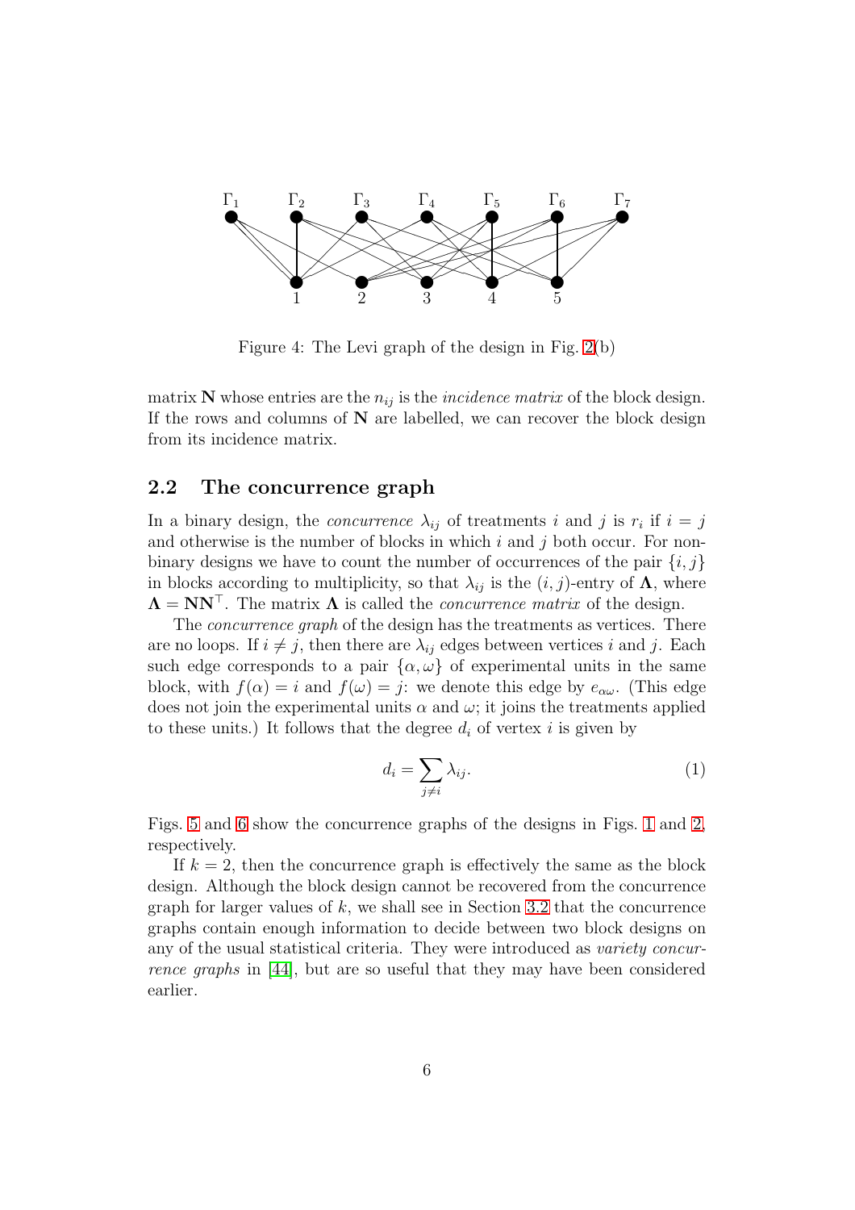Figure 4: The Levi graph of the design in Fig. 2(b)

matrix $\mathbf{N}$ whose entries are the $n_{ij}$ is the *incidence matrix* of the block design. If the rows and columns of $\mathbf{N}$ are labelled, we can recover the block design from its incidence matrix.

## 2.2 The concurrence graph

In a binary design, the *concurrence* $\lambda_{ij}$ of treatments $i$ and $j$ is $r_i$ if $i = j$ and otherwise is the number of blocks in which $i$ and $j$ both occur. For non-binary designs we have to count the number of occurrences of the pair $\{i, j\}$ in blocks according to multiplicity, so that $\lambda_{ij}$ is the $(i, j)$-entry of $\mathbf{\Lambda}$, where $\mathbf{\Lambda} = \mathbf{N}\mathbf{N}^\top$. The matrix $\mathbf{\Lambda}$ is called the *concurrence matrix* of the design.

The *concurrence graph* of the design has the treatments as vertices. There are no loops. If $i \neq j$, then there are $\lambda_{ij}$ edges between vertices $i$ and $j$. Each such edge corresponds to a pair $\{\alpha, \omega\}$ of experimental units in the same block, with $f(\alpha) = i$ and $f(\omega) = j$: we denote this edge by $e_{\alpha\omega}$. (This edge does not join the experimental units $\alpha$ and $\omega$; it joins the treatments applied to these units.) It follows that the degree $d_i$ of vertex $i$ is given by

$$d_i = \sum_{j \neq i} \lambda_{ij}. \tag{1}$$

Figs. 5 and 6 show the concurrence graphs of the designs in Figs. 1 and 2, respectively.

If $k = 2$, then the concurrence graph is effectively the same as the block design. Although the block design cannot be recovered from the concurrence graph for larger values of $k$, we shall see in Section 3.2 that the concurrence graphs contain enough information to decide between two block designs on any of the usual statistical criteria. They were introduced as *variety concurrence graphs* in [44], but are so useful that they may have been considered earlier.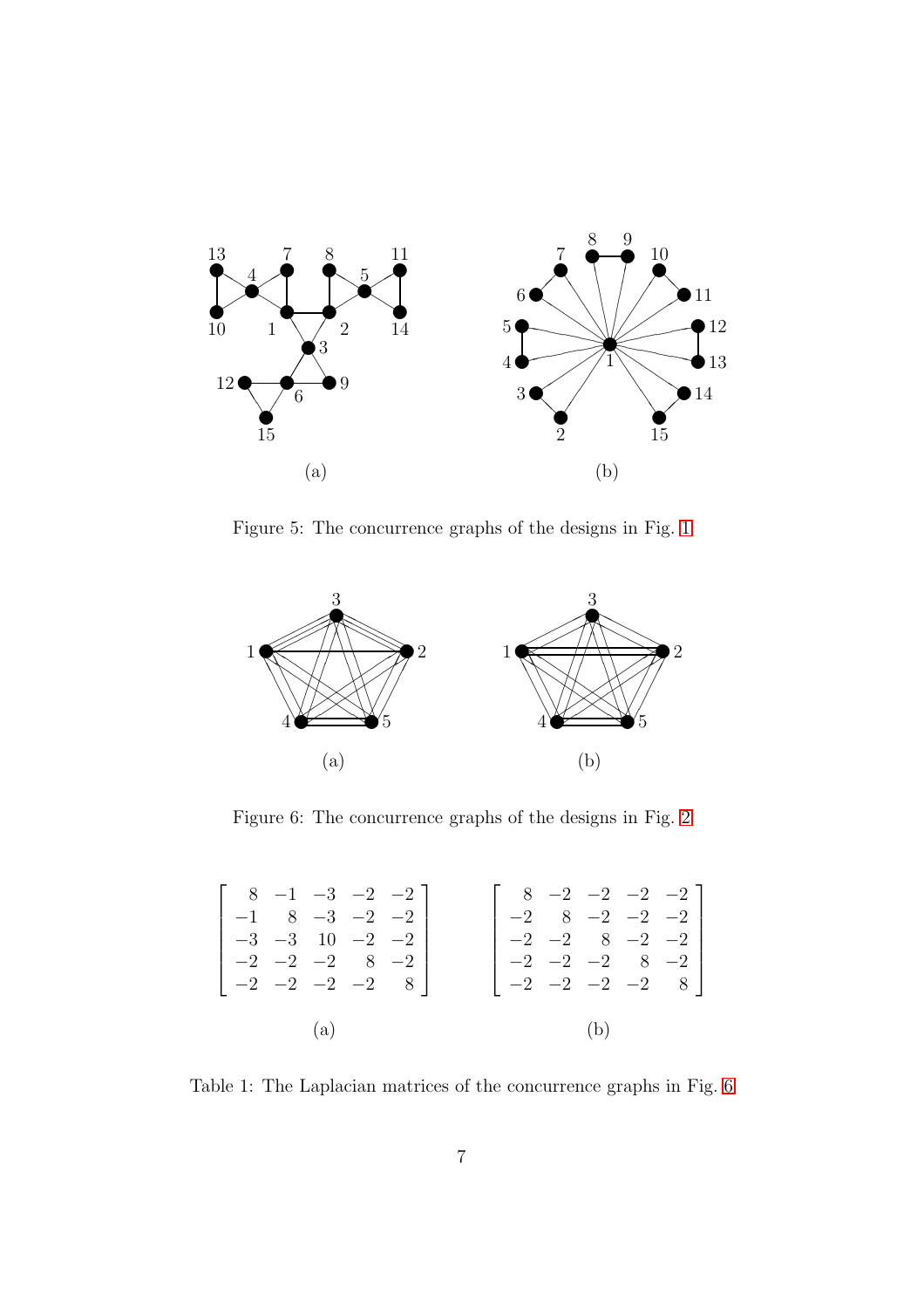Figure 5: The concurrence graphs of the designs in Fig. 1

Figure 6: The concurrence graphs of the designs in Fig. 2

$$
\begin{bmatrix}
8 & -1 & -3 & -2 & -2 \\
-1 & 8 & -3 & -2 & -2 \\
-3 & -3 & 10 & -2 & -2 \\
-2 & -2 & -2 & 8 & -2 \\
-2 & -2 & -2 & -2 & 8
\end{bmatrix}
\qquad
\begin{bmatrix}
8 & -2 & -2 & -2 & -2 \\
-2 & 8 & -2 & -2 & -2 \\
-2 & -2 & 8 & -2 & -2 \\
-2 & -2 & -2 & 8 & -2 \\
-2 & -2 & -2 & -2 & 8
\end{bmatrix}
$$

(a) (b)

Table 1: The Laplacian matrices of the concurrence graphs in Fig. 6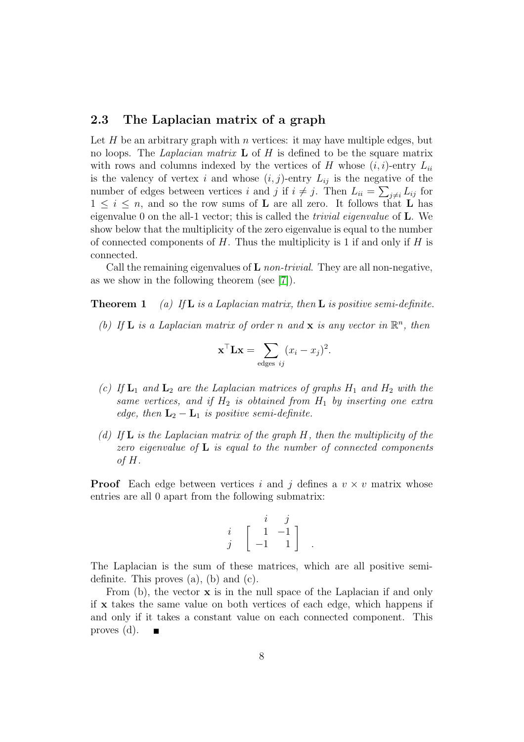### 2.3 The Laplacian matrix of a graph

Let $H$ be an arbitrary graph with $n$ vertices: it may have multiple edges, but no loops. The *Laplacian matrix* $\mathbf{L}$ of $H$ is defined to be the square matrix with rows and columns indexed by the vertices of $H$ whose $(i,i)$-entry $L_{ii}$ is the valency of vertex $i$ and whose $(i,j)$-entry $L_{ij}$ is the negative of the number of edges between vertices $i$ and $j$ if $i \neq j$. Then $L_{ii} = \sum_{j \neq i} L_{ij}$ for $1 \leq i \leq n$, and so the row sums of $\mathbf{L}$ are all zero. It follows that $\mathbf{L}$ has eigenvalue 0 on the all-1 vector; this is called the *trivial eigenvalue* of $\mathbf{L}$. We show below that the multiplicity of the zero eigenvalue is equal to the number of connected components of $H$. Thus the multiplicity is 1 if and only if $H$ is connected.

Call the remaining eigenvalues of $\mathbf{L}$ *non-trivial*. They are all non-negative, as we show in the following theorem (see [7]).

**Theorem 1** *(a) If* $\mathbf{L}$ *is a Laplacian matrix, then* $\mathbf{L}$ *is positive semi-definite.*

*(b) If* $\mathbf{L}$ *is a Laplacian matrix of order* $n$ *and* $\mathbf{x}$ *is any vector in* $\mathbb{R}^n$*, then*

$$\mathbf{x}^\top \mathbf{L} \mathbf{x} = \sum_{\text{edges } ij} (x_i - x_j)^2.$$

*(c) If* $\mathbf{L}_1$ *and* $\mathbf{L}_2$ *are the Laplacian matrices of graphs* $H_1$ *and* $H_2$ *with the same vertices, and if* $H_2$ *is obtained from* $H_1$ *by inserting one extra edge, then* $\mathbf{L}_2 - \mathbf{L}_1$ *is positive semi-definite.*

*(d) If* $\mathbf{L}$ *is the Laplacian matrix of the graph* $H$*, then the multiplicity of the zero eigenvalue of* $\mathbf{L}$ *is equal to the number of connected components of* $H$*.*

**Proof** Each edge between vertices $i$ and $j$ defines a $v \times v$ matrix whose entries are all 0 apart from the following submatrix:

$$\begin{array}{c} \\ i \\ j \end{array} \begin{array}{c} \begin{array}{cc} i & j \end{array} \\ \left[ \begin{array}{rr} 1 & -1 \\ -1 & 1 \end{array} \right] \end{array}.$$

The Laplacian is the sum of these matrices, which are all positive semi-definite. This proves (a), (b) and (c).

From (b), the vector $\mathbf{x}$ is in the null space of the Laplacian if and only if $\mathbf{x}$ takes the same value on both vertices of each edge, which happens if and only if it takes a constant value on each connected component. This proves (d). ∎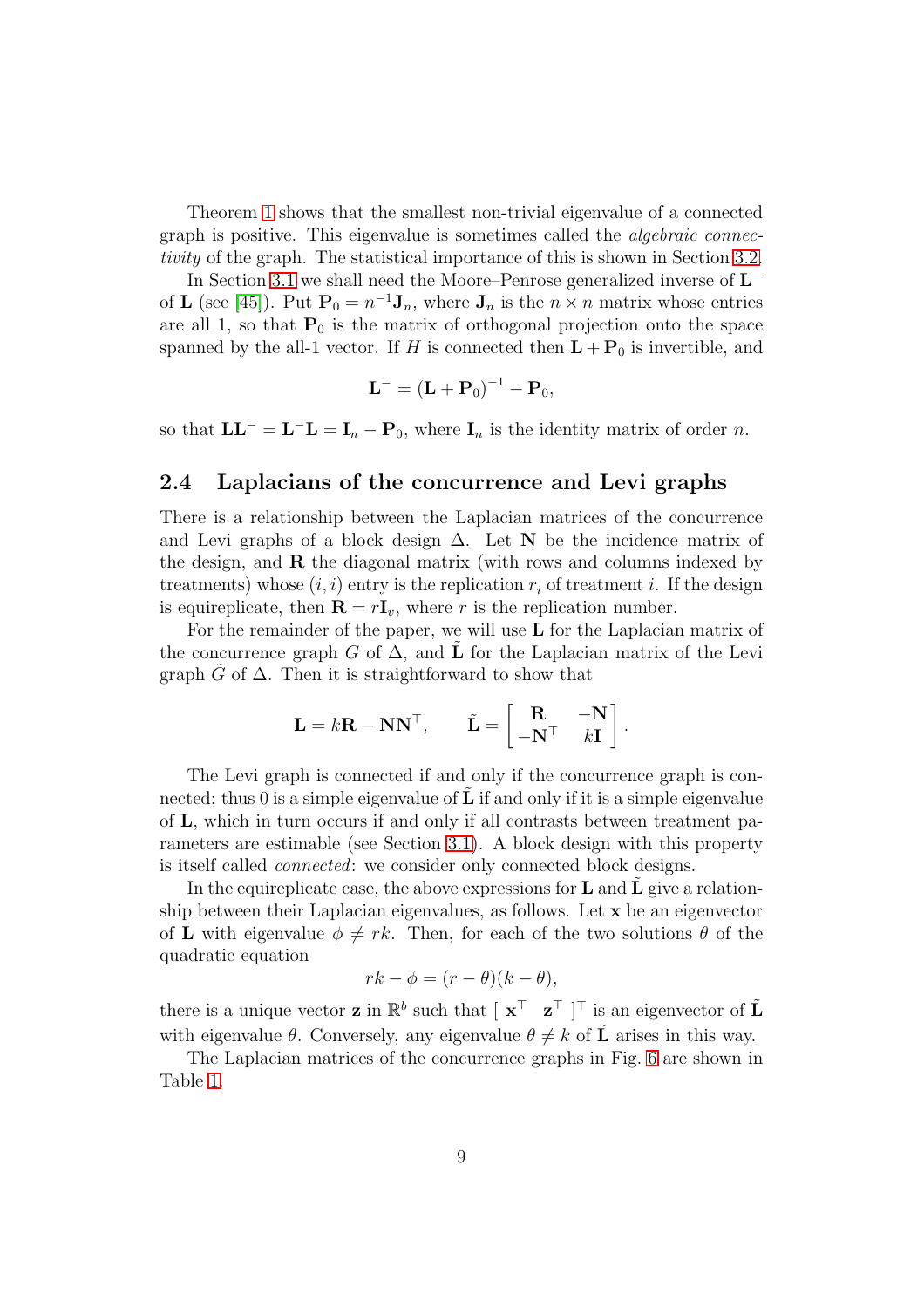Theorem 1 shows that the smallest non-trivial eigenvalue of a connected graph is positive. This eigenvalue is sometimes called the *algebraic connectivity* of the graph. The statistical importance of this is shown in Section 3.2.

In Section 3.1 we shall need the Moore–Penrose generalized inverse of $\mathbf{L}^-$ of $\mathbf{L}$ (see [45]). Put $\mathbf{P}_0 = n^{-1}\mathbf{J}_n$, where $\mathbf{J}_n$ is the $n \times n$ matrix whose entries are all 1, so that $\mathbf{P}_0$ is the matrix of orthogonal projection onto the space spanned by the all-1 vector. If $H$ is connected then $\mathbf{L} + \mathbf{P}_0$ is invertible, and

$$\mathbf{L}^- = (\mathbf{L} + \mathbf{P}_0)^{-1} - \mathbf{P}_0,$$

so that $\mathbf{L}\mathbf{L}^- = \mathbf{L}^-\mathbf{L} = \mathbf{I}_n - \mathbf{P}_0$, where $\mathbf{I}_n$ is the identity matrix of order $n$.

## 2.4 Laplacians of the concurrence and Levi graphs

There is a relationship between the Laplacian matrices of the concurrence and Levi graphs of a block design $\Delta$. Let $\mathbf{N}$ be the incidence matrix of the design, and $\mathbf{R}$ the diagonal matrix (with rows and columns indexed by treatments) whose $(i, i)$ entry is the replication $r_i$ of treatment $i$. If the design is equireplicate, then $\mathbf{R} = r\mathbf{I}_v$, where $r$ is the replication number.

For the remainder of the paper, we will use $\mathbf{L}$ for the Laplacian matrix of the concurrence graph $G$ of $\Delta$, and $\tilde{\mathbf{L}}$ for the Laplacian matrix of the Levi graph $\tilde{G}$ of $\Delta$. Then it is straightforward to show that

$$\mathbf{L} = k\mathbf{R} - \mathbf{N}\mathbf{N}^\top, \qquad \tilde{\mathbf{L}} = \begin{bmatrix} \mathbf{R} & -\mathbf{N} \\ -\mathbf{N}^\top & k\mathbf{I} \end{bmatrix}.$$

The Levi graph is connected if and only if the concurrence graph is connected; thus 0 is a simple eigenvalue of $\tilde{\mathbf{L}}$ if and only if it is a simple eigenvalue of $\mathbf{L}$, which in turn occurs if and only if all contrasts between treatment parameters are estimable (see Section 3.1). A block design with this property is itself called *connected*: we consider only connected block designs.

In the equireplicate case, the above expressions for $\mathbf{L}$ and $\tilde{\mathbf{L}}$ give a relationship between their Laplacian eigenvalues, as follows. Let $\mathbf{x}$ be an eigenvector of $\mathbf{L}$ with eigenvalue $\phi \neq rk$. Then, for each of the two solutions $\theta$ of the quadratic equation

$$rk - \phi = (r - \theta)(k - \theta),$$

there is a unique vector $\mathbf{z}$ in $\mathbb{R}^b$ such that $[\ \mathbf{x}^\top \quad \mathbf{z}^\top\ ]^\top$ is an eigenvector of $\tilde{\mathbf{L}}$ with eigenvalue $\theta$. Conversely, any eigenvalue $\theta \neq k$ of $\tilde{\mathbf{L}}$ arises in this way.

The Laplacian matrices of the concurrence graphs in Fig. 6 are shown in Table 1.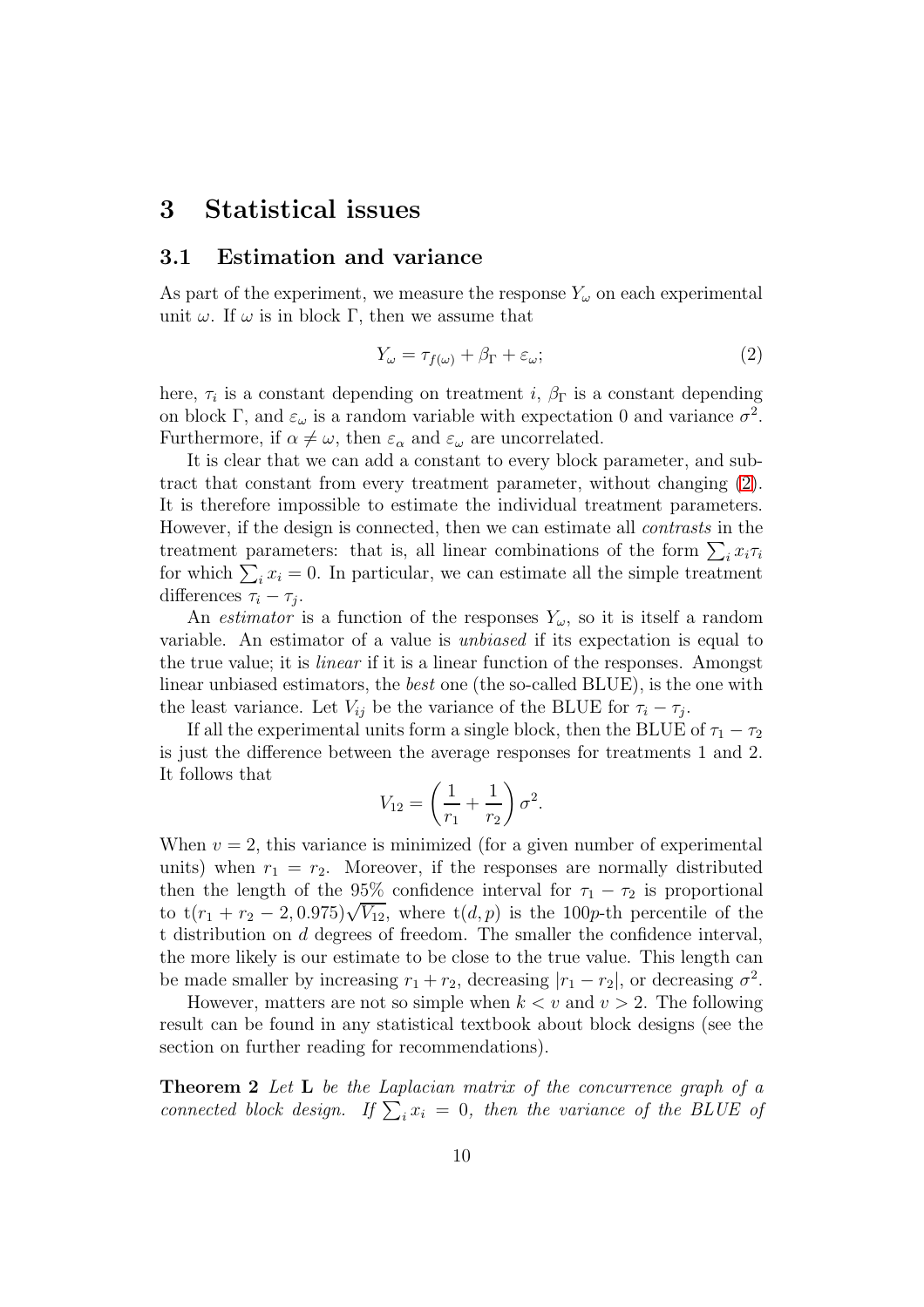## 3 Statistical issues

### 3.1 Estimation and variance

As part of the experiment, we measure the response $Y_\omega$ on each experimental unit $\omega$. If $\omega$ is in block $\Gamma$, then we assume that

$$Y_\omega = \tau_{f(\omega)} + \beta_\Gamma + \varepsilon_\omega; \tag{2}$$

here, $\tau_i$ is a constant depending on treatment $i$, $\beta_\Gamma$ is a constant depending on block $\Gamma$, and $\varepsilon_\omega$ is a random variable with expectation 0 and variance $\sigma^2$. Furthermore, if $\alpha \neq \omega$, then $\varepsilon_\alpha$ and $\varepsilon_\omega$ are uncorrelated.

It is clear that we can add a constant to every block parameter, and subtract that constant from every treatment parameter, without changing (2). It is therefore impossible to estimate the individual treatment parameters. However, if the design is connected, then we can estimate all *contrasts* in the treatment parameters: that is, all linear combinations of the form $\sum_i x_i \tau_i$ for which $\sum_i x_i = 0$. In particular, we can estimate all the simple treatment differences $\tau_i - \tau_j$.

An *estimator* is a function of the responses $Y_\omega$, so it is itself a random variable. An estimator of a value is *unbiased* if its expectation is equal to the true value; it is *linear* if it is a linear function of the responses. Amongst linear unbiased estimators, the *best* one (the so-called BLUE), is the one with the least variance. Let $V_{ij}$ be the variance of the BLUE for $\tau_i - \tau_j$.

If all the experimental units form a single block, then the BLUE of $\tau_1 - \tau_2$ is just the difference between the average responses for treatments 1 and 2. It follows that

$$V_{12} = \left( \frac{1}{r_1} + \frac{1}{r_2} \right) \sigma^2.$$

When $v = 2$, this variance is minimized (for a given number of experimental units) when $r_1 = r_2$. Moreover, if the responses are normally distributed then the length of the 95% confidence interval for $\tau_1 - \tau_2$ is proportional to $\mathrm{t}(r_1 + r_2 - 2, 0.975)\sqrt{V_{12}}$, where $\mathrm{t}(d, p)$ is the $100p$-th percentile of the t distribution on $d$ degrees of freedom. The smaller the confidence interval, the more likely is our estimate to be close to the true value. This length can be made smaller by increasing $r_1 + r_2$, decreasing $|r_1 - r_2|$, or decreasing $\sigma^2$.

However, matters are not so simple when $k < v$ and $v > 2$. The following result can be found in any statistical textbook about block designs (see the section on further reading for recommendations).

**Theorem 2** *Let* $\mathbf{L}$ *be the Laplacian matrix of the concurrence graph of a connected block design. If* $\sum_i x_i = 0$*, then the variance of the BLUE of*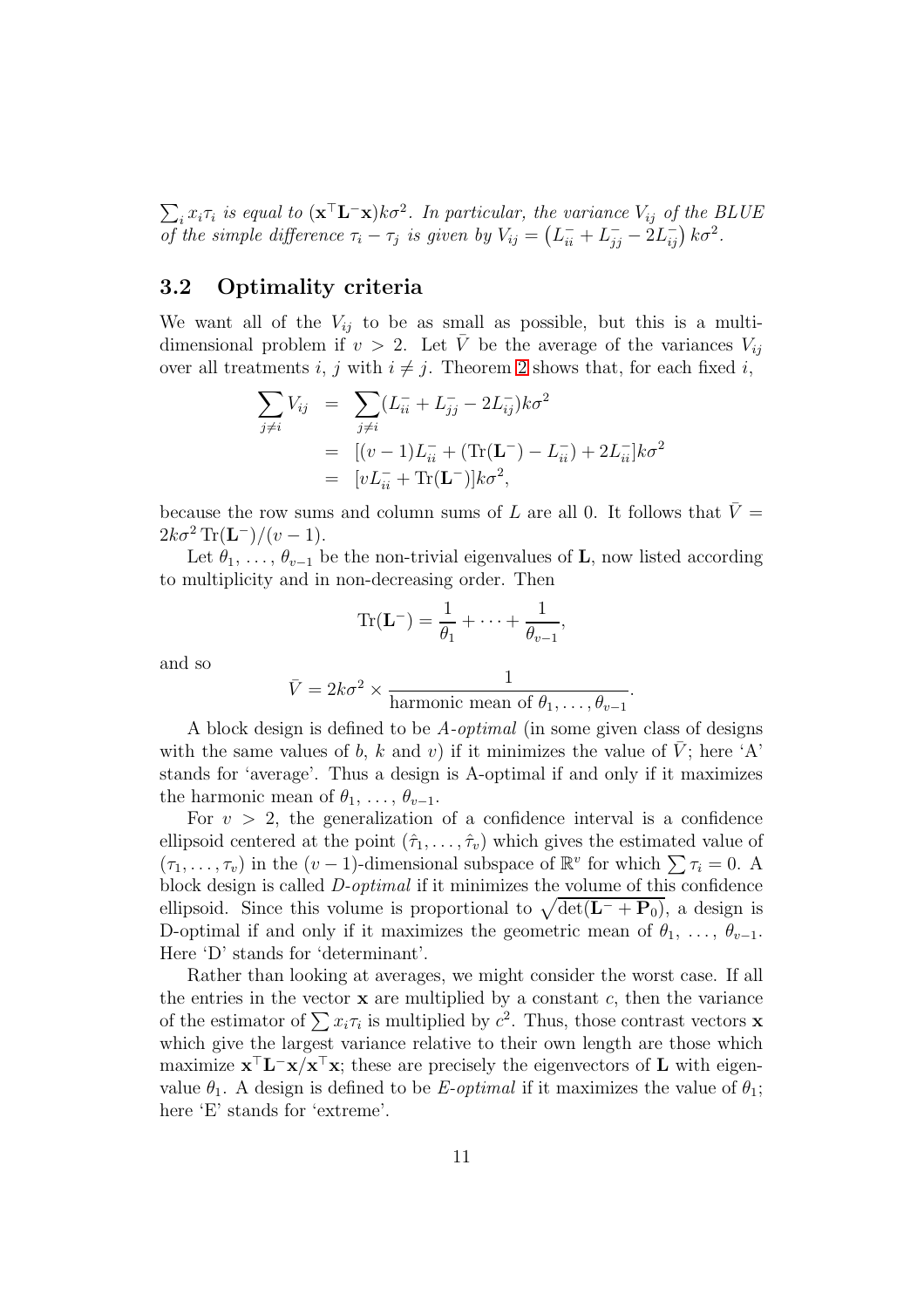$\sum_i x_i\tau_i$ *is equal to* $(\mathbf{x}^\top \mathbf{L}^- \mathbf{x})k\sigma^2$*. In particular, the variance* $V_{ij}$ *of the BLUE of the simple difference* $\tau_i - \tau_j$ *is given by* $V_{ij} = \left(L^-_{ii} + L^-_{jj} - 2L^-_{ij}\right)k\sigma^2$*.*

### 3.2 Optimality criteria

We want all of the $V_{ij}$ to be as small as possible, but this is a multi-dimensional problem if $v > 2$. Let $\bar{V}$ be the average of the variances $V_{ij}$ over all treatments $i$, $j$ with $i \neq j$. Theorem 2 shows that, for each fixed $i$,

$$
\begin{aligned}
\sum_{j\neq i} V_{ij} &= \sum_{j\neq i}(L^-_{ii} + L^-_{jj} - 2L^-_{ij})k\sigma^2 \\
&= [(v-1)L^-_{ii} + (\mathrm{Tr}(\mathbf{L}^-) - L^-_{ii}) + 2L^-_{ii}]k\sigma^2 \\
&= [vL^-_{ii} + \mathrm{Tr}(\mathbf{L}^-)]k\sigma^2,
\end{aligned}
$$

because the row sums and column sums of $L$ are all 0. It follows that $\bar{V} = 2k\sigma^2\,\mathrm{Tr}(\mathbf{L}^-)/(v-1)$.

Let $\theta_1, \ldots, \theta_{v-1}$ be the non-trivial eigenvalues of $\mathbf{L}$, now listed according to multiplicity and in non-decreasing order. Then

$$
\mathrm{Tr}(\mathbf{L}^-) = \frac{1}{\theta_1} + \cdots + \frac{1}{\theta_{v-1}},
$$

and so

$$
\bar{V} = 2k\sigma^2 \times \frac{1}{\text{harmonic mean of } \theta_1, \ldots, \theta_{v-1}}.
$$

A block design is defined to be *A-optimal* (in some given class of designs with the same values of $b$, $k$ and $v$) if it minimizes the value of $\bar{V}$; here 'A' stands for 'average'. Thus a design is A-optimal if and only if it maximizes the harmonic mean of $\theta_1, \ldots, \theta_{v-1}$.

For $v > 2$, the generalization of a confidence interval is a confidence ellipsoid centered at the point $(\hat{\tau}_1, \ldots, \hat{\tau}_v)$ which gives the estimated value of $(\tau_1, \ldots, \tau_v)$ in the $(v-1)$-dimensional subspace of $\mathbb{R}^v$ for which $\sum \tau_i = 0$. A block design is called *D-optimal* if it minimizes the volume of this confidence ellipsoid. Since this volume is proportional to $\sqrt{\det(\mathbf{L}^- + \mathbf{P}_0)}$, a design is D-optimal if and only if it maximizes the geometric mean of $\theta_1, \ldots, \theta_{v-1}$. Here 'D' stands for 'determinant'.

Rather than looking at averages, we might consider the worst case. If all the entries in the vector $\mathbf{x}$ are multiplied by a constant $c$, then the variance of the estimator of $\sum x_i\tau_i$ is multiplied by $c^2$. Thus, those contrast vectors $\mathbf{x}$ which give the largest variance relative to their own length are those which maximize $\mathbf{x}^\top\mathbf{L}^-\mathbf{x}/\mathbf{x}^\top\mathbf{x}$; these are precisely the eigenvectors of $\mathbf{L}$ with eigenvalue $\theta_1$. A design is defined to be *E-optimal* if it maximizes the value of $\theta_1$; here 'E' stands for 'extreme'.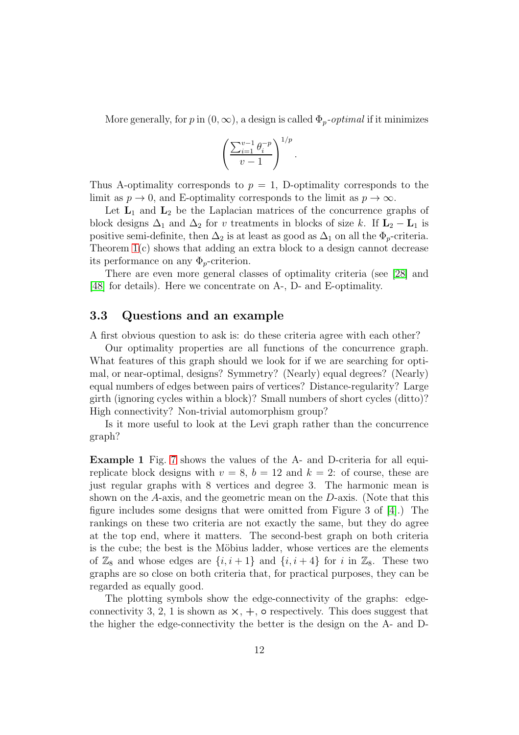More generally, for $p$ in $(0, \infty)$, a design is called $\Phi_p$-*optimal* if it minimizes

$$\left( \frac{\sum_{i=1}^{v-1} \theta_i^{-p}}{v-1} \right)^{1/p}.$$

Thus A-optimality corresponds to $p = 1$, D-optimality corresponds to the limit as $p \to 0$, and E-optimality corresponds to the limit as $p \to \infty$.

Let $\mathbf{L}_1$ and $\mathbf{L}_2$ be the Laplacian matrices of the concurrence graphs of block designs $\Delta_1$ and $\Delta_2$ for $v$ treatments in blocks of size $k$. If $\mathbf{L}_2 - \mathbf{L}_1$ is positive semi-definite, then $\Delta_2$ is at least as good as $\Delta_1$ on all the $\Phi_p$-criteria. Theorem 1(c) shows that adding an extra block to a design cannot decrease its performance on any $\Phi_p$-criterion.

There are even more general classes of optimality criteria (see [28] and [48] for details). Here we concentrate on A-, D- and E-optimality.

## 3.3 Questions and an example

A first obvious question to ask is: do these criteria agree with each other?

Our optimality properties are all functions of the concurrence graph. What features of this graph should we look for if we are searching for optimal, or near-optimal, designs? Symmetry? (Nearly) equal degrees? (Nearly) equal numbers of edges between pairs of vertices? Distance-regularity? Large girth (ignoring cycles within a block)? Small numbers of short cycles (ditto)? High connectivity? Non-trivial automorphism group?

Is it more useful to look at the Levi graph rather than the concurrence graph?

**Example 1** Fig. 7 shows the values of the A- and D-criteria for all equi-replicate block designs with $v = 8$, $b = 12$ and $k = 2$: of course, these are just regular graphs with 8 vertices and degree 3. The harmonic mean is shown on the $A$-axis, and the geometric mean on the $D$-axis. (Note that this figure includes some designs that were omitted from Figure 3 of [4].) The rankings on these two criteria are not exactly the same, but they do agree at the top end, where it matters. The second-best graph on both criteria is the cube; the best is the Möbius ladder, whose vertices are the elements of $\mathbb{Z}_8$ and whose edges are $\{i, i+1\}$ and $\{i, i+4\}$ for $i$ in $\mathbb{Z}_8$. These two graphs are so close on both criteria that, for practical purposes, they can be regarded as equally good.

The plotting symbols show the edge-connectivity of the graphs: edge-connectivity 3, 2, 1 is shown as $\times$, $+$, $\circ$ respectively. This does suggest that the higher the edge-connectivity the better is the design on the A- and D-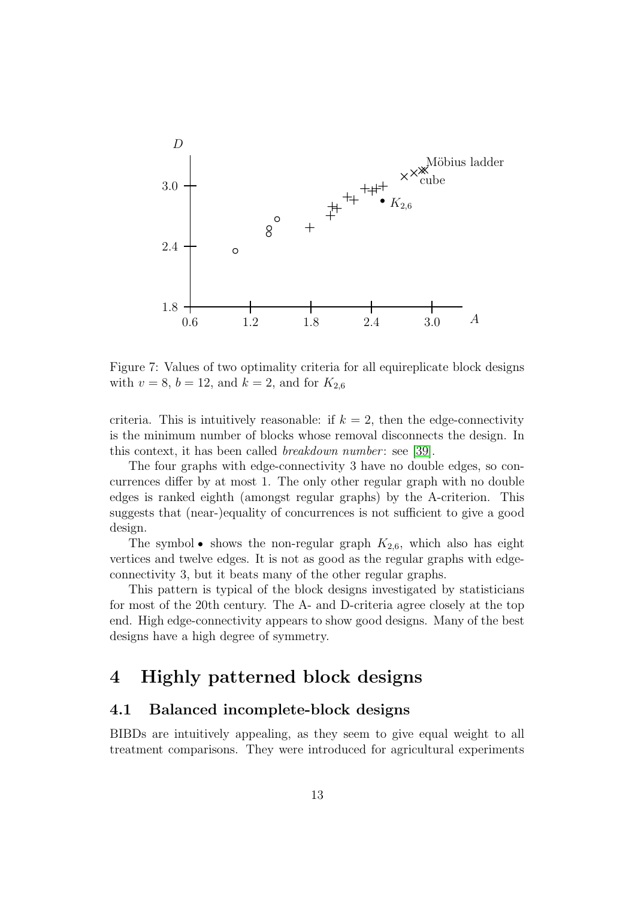Figure 7: Values of two optimality criteria for all equireplicate block designs with $v = 8$, $b = 12$, and $k = 2$, and for $K_{2,6}$

criteria. This is intuitively reasonable: if $k = 2$, then the edge-connectivity is the minimum number of blocks whose removal disconnects the design. In this context, it has been called *breakdown number*: see [39].

The four graphs with edge-connectivity 3 have no double edges, so concurrences differ by at most 1. The only other regular graph with no double edges is ranked eighth (amongst regular graphs) by the A-criterion. This suggests that (near-)equality of concurrences is not sufficient to give a good design.

The symbol $\bullet$ shows the non-regular graph $K_{2,6}$, which also has eight vertices and twelve edges. It is not as good as the regular graphs with edge-connectivity 3, but it beats many of the other regular graphs.

This pattern is typical of the block designs investigated by statisticians for most of the 20th century. The A- and D-criteria agree closely at the top end. High edge-connectivity appears to show good designs. Many of the best designs have a high degree of symmetry.

# 4 Highly patterned block designs

## 4.1 Balanced incomplete-block designs

BIBDs are intuitively appealing, as they seem to give equal weight to all treatment comparisons. They were introduced for agricultural experiments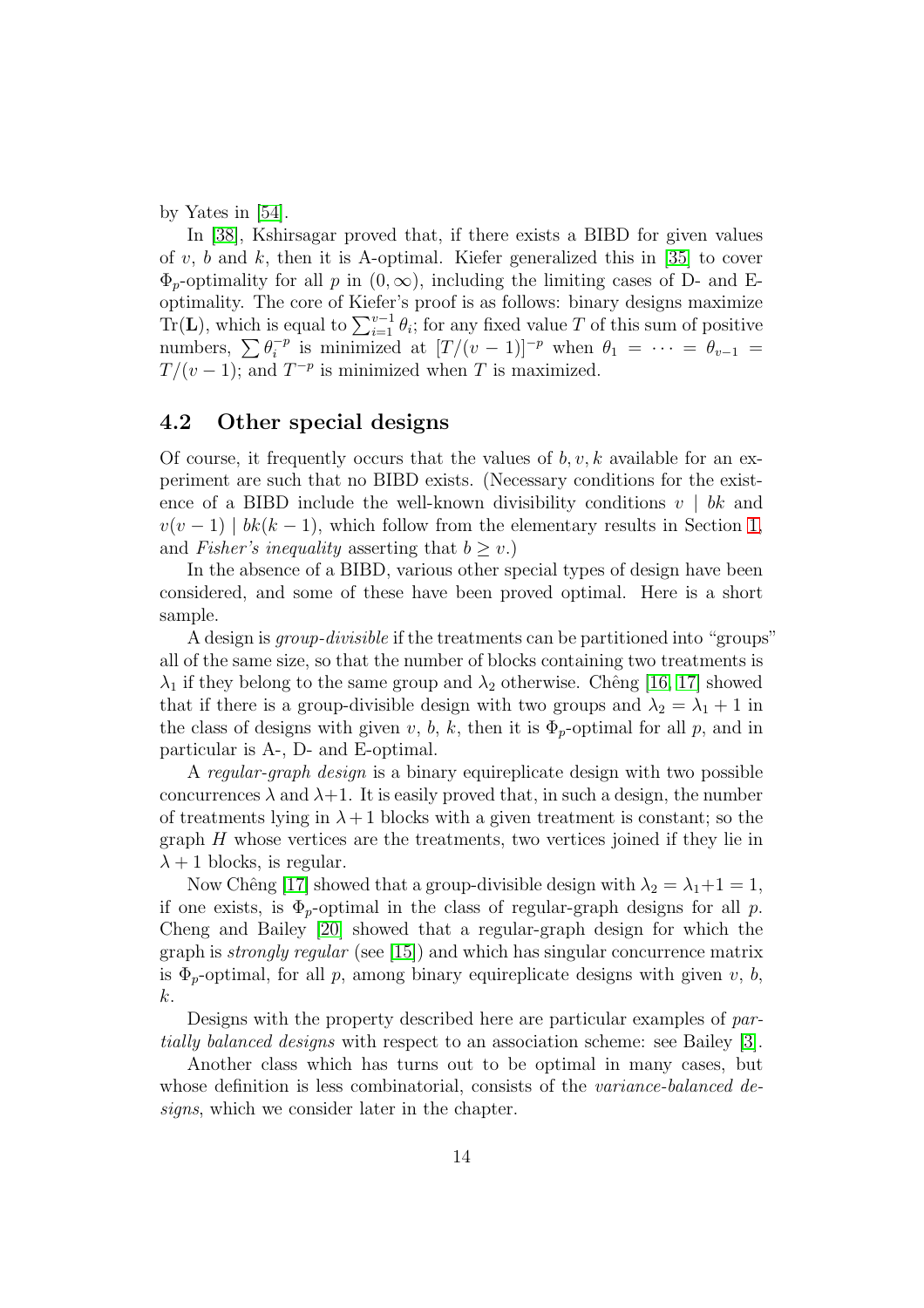by Yates in [54].

In [38], Kshirsagar proved that, if there exists a BIBD for given values of $v$, $b$ and $k$, then it is A-optimal. Kiefer generalized this in [35] to cover $\Phi_p$-optimality for all $p$ in $(0, \infty)$, including the limiting cases of D- and E-optimality. The core of Kiefer's proof is as follows: binary designs maximize $\mathrm{Tr}(\mathbf{L})$, which is equal to $\sum_{i=1}^{v-1} \theta_i$; for any fixed value $T$ of this sum of positive numbers, $\sum \theta_i^{-p}$ is minimized at $[T/(v-1)]^{-p}$ when $\theta_1 = \cdots = \theta_{v-1} = T/(v-1)$; and $T^{-p}$ is minimized when $T$ is maximized.

## 4.2 Other special designs

Of course, it frequently occurs that the values of $b, v, k$ available for an experiment are such that no BIBD exists. (Necessary conditions for the existence of a BIBD include the well-known divisibility conditions $v \mid bk$ and $v(v-1) \mid bk(k-1)$, which follow from the elementary results in Section 1, and *Fisher's inequality* asserting that $b \geq v$.)

In the absence of a BIBD, various other special types of design have been considered, and some of these have been proved optimal. Here is a short sample.

A design is *group-divisible* if the treatments can be partitioned into "groups" all of the same size, so that the number of blocks containing two treatments is $\lambda_1$ if they belong to the same group and $\lambda_2$ otherwise. Chêng [16, 17] showed that if there is a group-divisible design with two groups and $\lambda_2 = \lambda_1 + 1$ in the class of designs with given $v$, $b$, $k$, then it is $\Phi_p$-optimal for all $p$, and in particular is A-, D- and E-optimal.

A *regular-graph design* is a binary equireplicate design with two possible concurrences $\lambda$ and $\lambda+1$. It is easily proved that, in such a design, the number of treatments lying in $\lambda+1$ blocks with a given treatment is constant; so the graph $H$ whose vertices are the treatments, two vertices joined if they lie in $\lambda + 1$ blocks, is regular.

Now Chêng [17] showed that a group-divisible design with $\lambda_2 = \lambda_1+1 = 1$, if one exists, is $\Phi_p$-optimal in the class of regular-graph designs for all $p$. Cheng and Bailey [20] showed that a regular-graph design for which the graph is *strongly regular* (see [15]) and which has singular concurrence matrix is $\Phi_p$-optimal, for all $p$, among binary equireplicate designs with given $v$, $b$, $k$.

Designs with the property described here are particular examples of *partially balanced designs* with respect to an association scheme: see Bailey [3].

Another class which has turns out to be optimal in many cases, but whose definition is less combinatorial, consists of the *variance-balanced designs*, which we consider later in the chapter.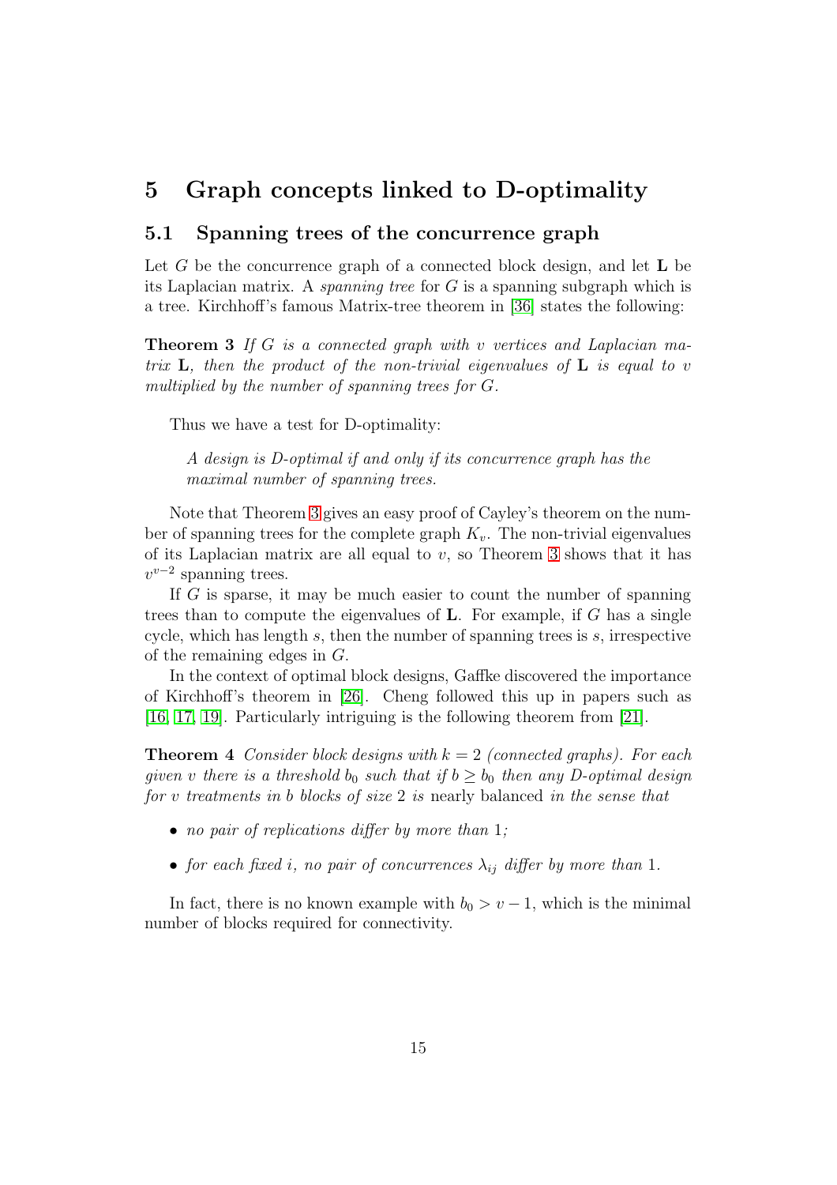# 5 Graph concepts linked to D-optimality

## 5.1 Spanning trees of the concurrence graph

Let $G$ be the concurrence graph of a connected block design, and let $\mathbf{L}$ be its Laplacian matrix. A *spanning tree* for $G$ is a spanning subgraph which is a tree. Kirchhoff's famous Matrix-tree theorem in [36] states the following:

**Theorem 3** *If $G$ is a connected graph with $v$ vertices and Laplacian matrix $\mathbf{L}$, then the product of the non-trivial eigenvalues of $\mathbf{L}$ is equal to $v$ multiplied by the number of spanning trees for $G$.*

Thus we have a test for D-optimality:

> *A design is D-optimal if and only if its concurrence graph has the maximal number of spanning trees.*

Note that Theorem 3 gives an easy proof of Cayley's theorem on the number of spanning trees for the complete graph $K_v$. The non-trivial eigenvalues of its Laplacian matrix are all equal to $v$, so Theorem 3 shows that it has $v^{v-2}$ spanning trees.

If $G$ is sparse, it may be much easier to count the number of spanning trees than to compute the eigenvalues of $\mathbf{L}$. For example, if $G$ has a single cycle, which has length $s$, then the number of spanning trees is $s$, irrespective of the remaining edges in $G$.

In the context of optimal block designs, Gaffke discovered the importance of Kirchhoff's theorem in [26]. Cheng followed this up in papers such as [16, 17, 19]. Particularly intriguing is the following theorem from [21].

**Theorem 4** *Consider block designs with $k = 2$ (connected graphs). For each given $v$ there is a threshold $b_0$ such that if $b \geq b_0$ then any D-optimal design for $v$ treatments in $b$ blocks of size 2 is* nearly balanced *in the sense that*

- *no pair of replications differ by more than 1;*
- *for each fixed $i$, no pair of concurrences $\lambda_{ij}$ differ by more than 1.*

In fact, there is no known example with $b_0 > v - 1$, which is the minimal number of blocks required for connectivity.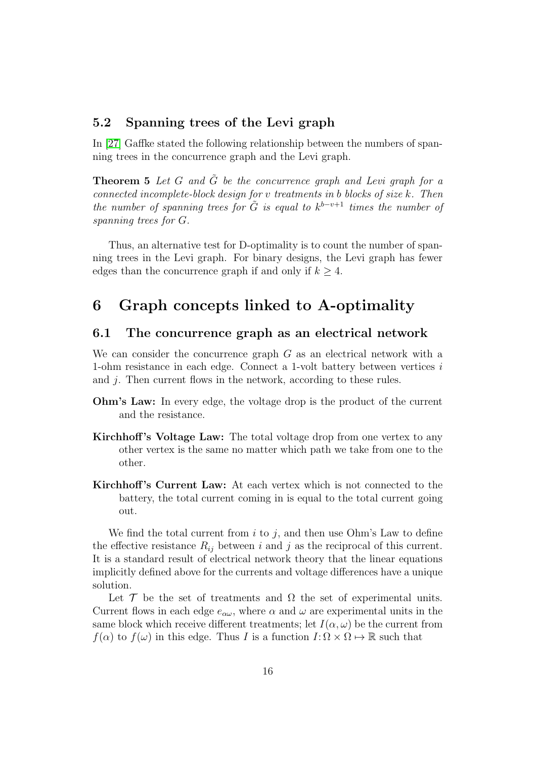### 5.2 Spanning trees of the Levi graph

In [27] Gaffke stated the following relationship between the numbers of spanning trees in the concurrence graph and the Levi graph.

**Theorem 5** *Let $G$ and $\tilde{G}$ be the concurrence graph and Levi graph for a connected incomplete-block design for $v$ treatments in $b$ blocks of size $k$. Then the number of spanning trees for $\tilde{G}$ is equal to $k^{b-v+1}$ times the number of spanning trees for $G$.*

Thus, an alternative test for D-optimality is to count the number of spanning trees in the Levi graph. For binary designs, the Levi graph has fewer edges than the concurrence graph if and only if $k \geq 4$.

## 6 Graph concepts linked to A-optimality

### 6.1 The concurrence graph as an electrical network

We can consider the concurrence graph $G$ as an electrical network with a 1-ohm resistance in each edge. Connect a 1-volt battery between vertices $i$ and $j$. Then current flows in the network, according to these rules.

**Ohm's Law:** In every edge, the voltage drop is the product of the current and the resistance.

**Kirchhoff's Voltage Law:** The total voltage drop from one vertex to any other vertex is the same no matter which path we take from one to the other.

**Kirchhoff's Current Law:** At each vertex which is not connected to the battery, the total current coming in is equal to the total current going out.

We find the total current from $i$ to $j$, and then use Ohm's Law to define the effective resistance $R_{ij}$ between $i$ and $j$ as the reciprocal of this current. It is a standard result of electrical network theory that the linear equations implicitly defined above for the currents and voltage differences have a unique solution.

Let $\mathcal{T}$ be the set of treatments and $\Omega$ the set of experimental units. Current flows in each edge $e_{\alpha\omega}$, where $\alpha$ and $\omega$ are experimental units in the same block which receive different treatments; let $I(\alpha, \omega)$ be the current from $f(\alpha)$ to $f(\omega)$ in this edge. Thus $I$ is a function $I\colon \Omega \times \Omega \mapsto \mathbb{R}$ such that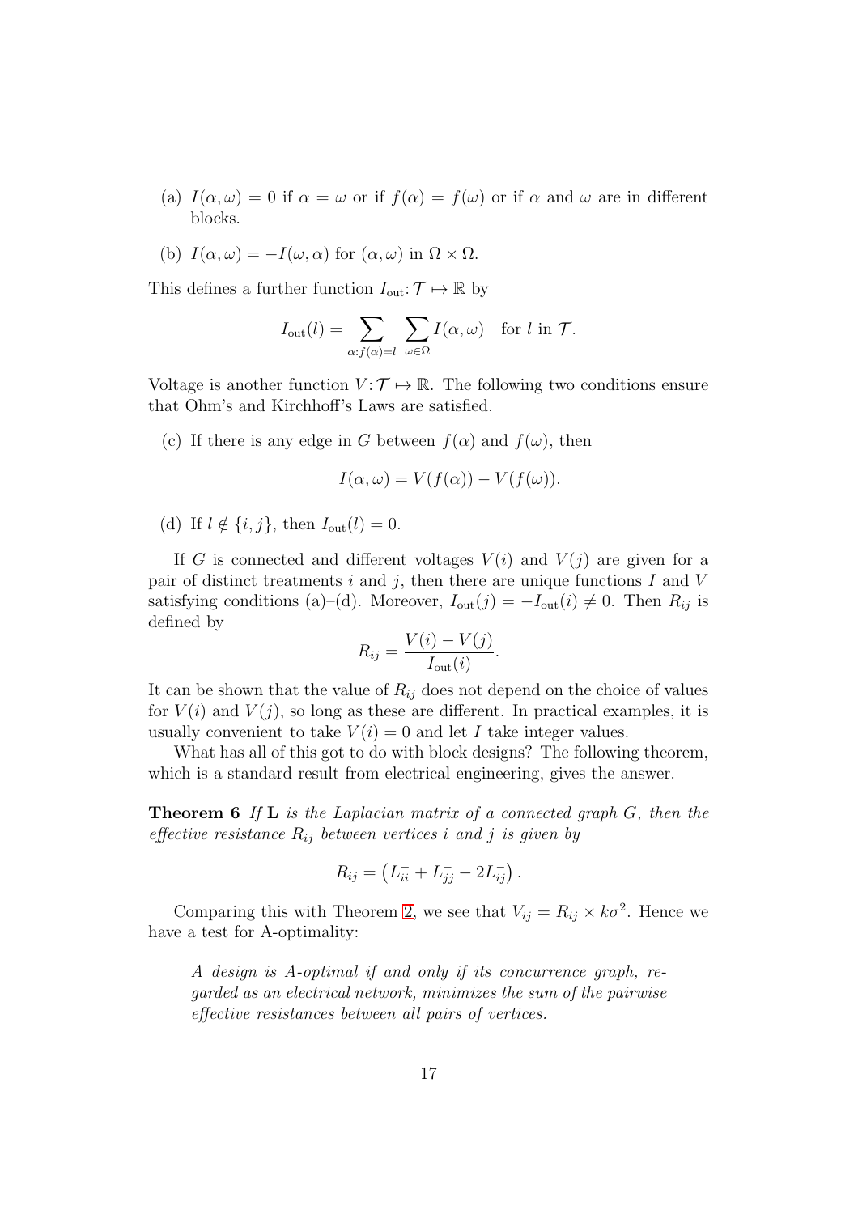(a) $I(\alpha, \omega) = 0$ if $\alpha = \omega$ or if $f(\alpha) = f(\omega)$ or if $\alpha$ and $\omega$ are in different blocks.

(b) $I(\alpha, \omega) = -I(\omega, \alpha)$ for $(\alpha, \omega)$ in $\Omega \times \Omega$.

This defines a further function $I_{\text{out}}: \mathcal{T} \mapsto \mathbb{R}$ by

$$I_{\text{out}}(l) = \sum_{\alpha: f(\alpha) = l} \sum_{\omega \in \Omega} I(\alpha, \omega) \quad \text{for } l \text{ in } \mathcal{T}.$$

Voltage is another function $V: \mathcal{T} \mapsto \mathbb{R}$. The following two conditions ensure that Ohm's and Kirchhoff's Laws are satisfied.

(c) If there is any edge in $G$ between $f(\alpha)$ and $f(\omega)$, then

$$I(\alpha, \omega) = V(f(\alpha)) - V(f(\omega)).$$

(d) If $l \notin \{i, j\}$, then $I_{\text{out}}(l) = 0$.

If $G$ is connected and different voltages $V(i)$ and $V(j)$ are given for a pair of distinct treatments $i$ and $j$, then there are unique functions $I$ and $V$ satisfying conditions (a)–(d). Moreover, $I_{\text{out}}(j) = -I_{\text{out}}(i) \neq 0$. Then $R_{ij}$ is defined by

$$R_{ij} = \frac{V(i) - V(j)}{I_{\text{out}}(i)}.$$

It can be shown that the value of $R_{ij}$ does not depend on the choice of values for $V(i)$ and $V(j)$, so long as these are different. In practical examples, it is usually convenient to take $V(i) = 0$ and let $I$ take integer values.

What has all of this got to do with block designs? The following theorem, which is a standard result from electrical engineering, gives the answer.

**Theorem 6** *If* $\mathbf{L}$ *is the Laplacian matrix of a connected graph* $G$*, then the effective resistance* $R_{ij}$ *between vertices* $i$ *and* $j$ *is given by*

$$R_{ij} = \left(L^-_{ii} + L^-_{jj} - 2L^-_{ij}\right).$$

Comparing this with Theorem 2, we see that $V_{ij} = R_{ij} \times k\sigma^2$. Hence we have a test for A-optimality:

*A design is A-optimal if and only if its concurrence graph, regarded as an electrical network, minimizes the sum of the pairwise effective resistances between all pairs of vertices.*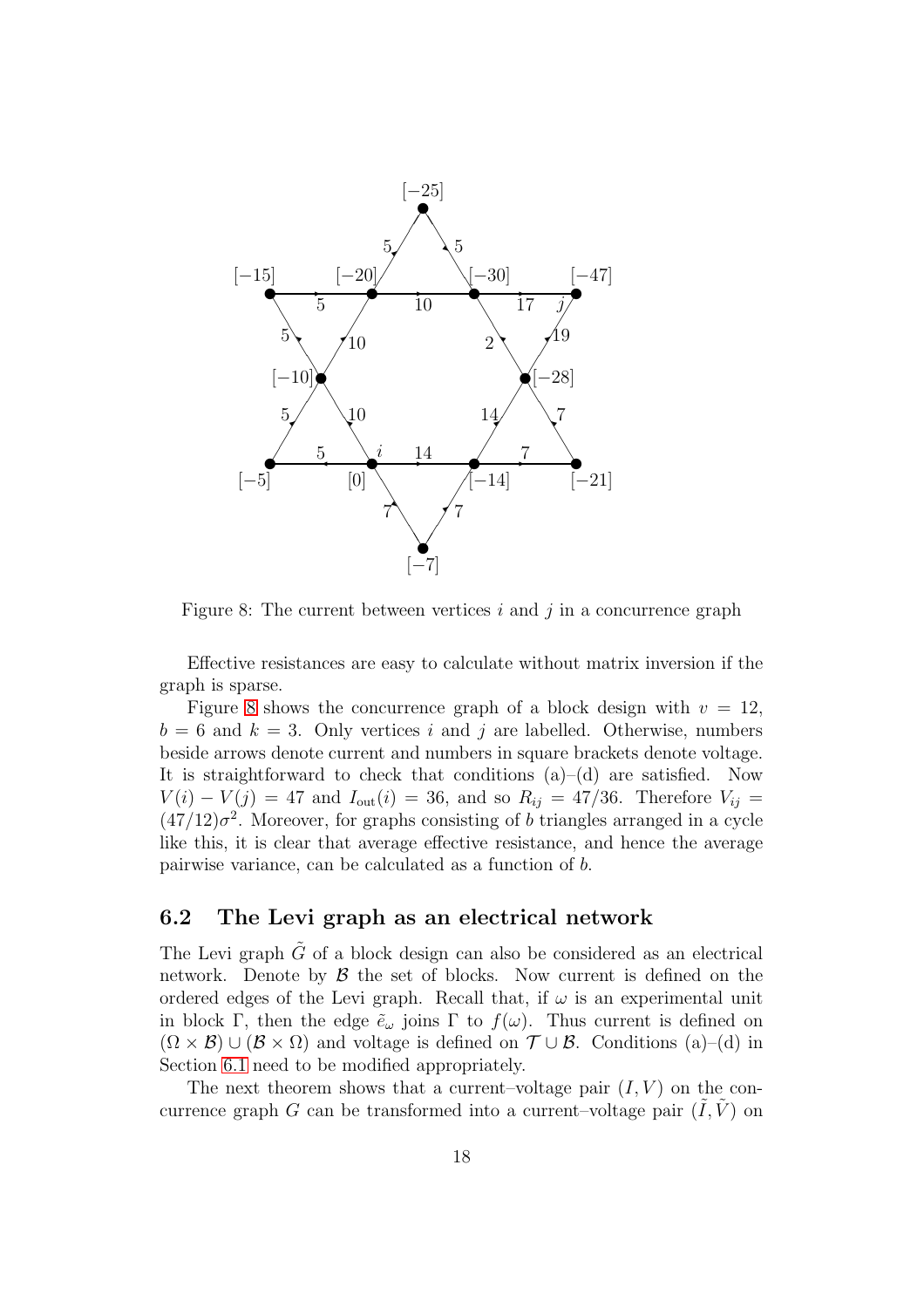Figure 8: The current between vertices $i$ and $j$ in a concurrence graph

Effective resistances are easy to calculate without matrix inversion if the graph is sparse.

Figure 8 shows the concurrence graph of a block design with $v = 12$, $b = 6$ and $k = 3$. Only vertices $i$ and $j$ are labelled. Otherwise, numbers beside arrows denote current and numbers in square brackets denote voltage. It is straightforward to check that conditions (a)–(d) are satisfied. Now $V(i) - V(j) = 47$ and $I_{\text{out}}(i) = 36$, and so $R_{ij} = 47/36$. Therefore $V_{ij} = (47/12)\sigma^2$. Moreover, for graphs consisting of $b$ triangles arranged in a cycle like this, it is clear that average effective resistance, and hence the average pairwise variance, can be calculated as a function of $b$.

## 6.2 The Levi graph as an electrical network

The Levi graph $\tilde{G}$ of a block design can also be considered as an electrical network. Denote by $\mathcal{B}$ the set of blocks. Now current is defined on the ordered edges of the Levi graph. Recall that, if $\omega$ is an experimental unit in block $\Gamma$, then the edge $\tilde{e}_\omega$ joins $\Gamma$ to $f(\omega)$. Thus current is defined on $(\Omega \times \mathcal{B}) \cup (\mathcal{B} \times \Omega)$ and voltage is defined on $\mathcal{T} \cup \mathcal{B}$. Conditions (a)–(d) in Section 6.1 need to be modified appropriately.

The next theorem shows that a current–voltage pair $(I, V)$ on the concurrence graph $G$ can be transformed into a current–voltage pair $(\tilde{I}, \tilde{V})$ on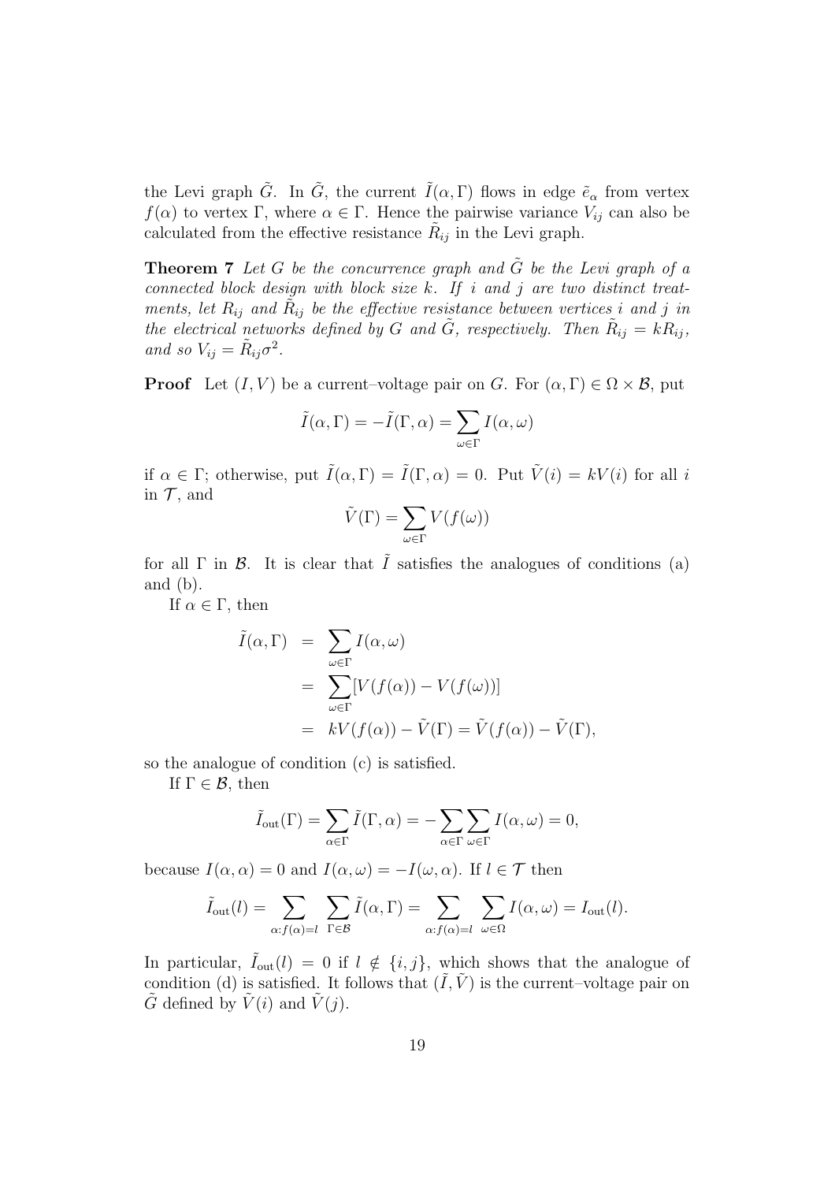the Levi graph $\tilde{G}$. In $\tilde{G}$, the current $\tilde{I}(\alpha, \Gamma)$ flows in edge $\tilde{e}_\alpha$ from vertex $f(\alpha)$ to vertex $\Gamma$, where $\alpha \in \Gamma$. Hence the pairwise variance $V_{ij}$ can also be calculated from the effective resistance $\tilde{R}_{ij}$ in the Levi graph.

**Theorem 7** *Let $G$ be the concurrence graph and $\tilde{G}$ be the Levi graph of a connected block design with block size $k$. If $i$ and $j$ are two distinct treatments, let $R_{ij}$ and $\tilde{R}_{ij}$ be the effective resistance between vertices $i$ and $j$ in the electrical networks defined by $G$ and $\tilde{G}$, respectively. Then $\tilde{R}_{ij} = kR_{ij}$, and so $V_{ij} = \tilde{R}_{ij}\sigma^2$.*

**Proof** Let $(I, V)$ be a current–voltage pair on $G$. For $(\alpha, \Gamma) \in \Omega \times \mathcal{B}$, put

$$\tilde{I}(\alpha, \Gamma) = -\tilde{I}(\Gamma, \alpha) = \sum_{\omega \in \Gamma} I(\alpha, \omega)$$

if $\alpha \in \Gamma$; otherwise, put $\tilde{I}(\alpha, \Gamma) = \tilde{I}(\Gamma, \alpha) = 0$. Put $\tilde{V}(i) = kV(i)$ for all $i$ in $\mathcal{T}$, and

$$\tilde{V}(\Gamma) = \sum_{\omega \in \Gamma} V(f(\omega))$$

for all $\Gamma$ in $\mathcal{B}$. It is clear that $\tilde{I}$ satisfies the analogues of conditions (a) and (b).

If $\alpha \in \Gamma$, then

$$\begin{aligned}
\tilde{I}(\alpha, \Gamma) &= \sum_{\omega \in \Gamma} I(\alpha, \omega) \\
&= \sum_{\omega \in \Gamma} [V(f(\alpha)) - V(f(\omega))] \\
&= kV(f(\alpha)) - \tilde{V}(\Gamma) = \tilde{V}(f(\alpha)) - \tilde{V}(\Gamma),
\end{aligned}$$

so the analogue of condition (c) is satisfied.

If $\Gamma \in \mathcal{B}$, then

$$\tilde{I}_{\text{out}}(\Gamma) = \sum_{\alpha \in \Gamma} \tilde{I}(\Gamma, \alpha) = -\sum_{\alpha \in \Gamma} \sum_{\omega \in \Gamma} I(\alpha, \omega) = 0,$$

because $I(\alpha, \alpha) = 0$ and $I(\alpha, \omega) = -I(\omega, \alpha)$. If $l \in \mathcal{T}$ then

$$\tilde{I}_{\text{out}}(l) = \sum_{\alpha : f(\alpha) = l} \sum_{\Gamma \in \mathcal{B}} \tilde{I}(\alpha, \Gamma) = \sum_{\alpha : f(\alpha) = l} \sum_{\omega \in \Omega} I(\alpha, \omega) = I_{\text{out}}(l).$$

In particular, $\tilde{I}_{\text{out}}(l) = 0$ if $l \notin \{i, j\}$, which shows that the analogue of condition (d) is satisfied. It follows that $(\tilde{I}, \tilde{V})$ is the current–voltage pair on $\tilde{G}$ defined by $\tilde{V}(i)$ and $\tilde{V}(j)$.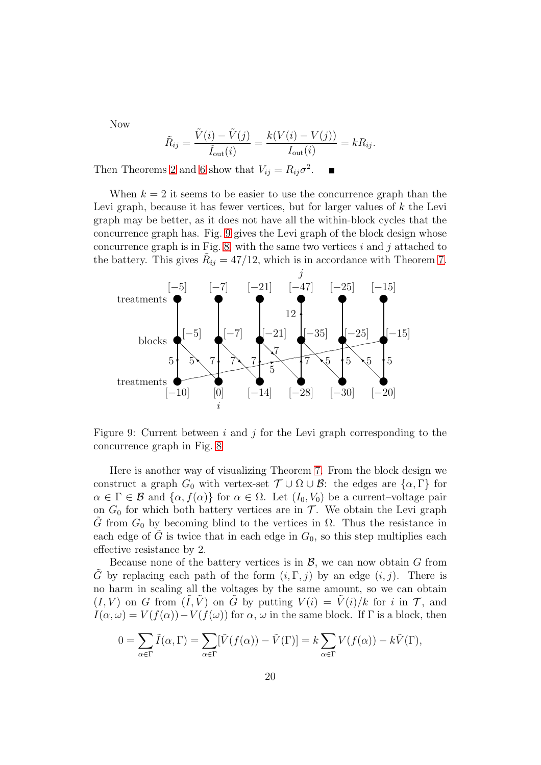Now

$$\tilde{R}_{ij} = \frac{\tilde{V}(i) - \tilde{V}(j)}{\tilde{I}_{\text{out}}(i)} = \frac{k(V(i) - V(j))}{I_{\text{out}}(i)} = kR_{ij}.$$

Then Theorems 2 and 6 show that $V_{ij} = R_{ij}\sigma^2$. ■

When $k = 2$ it seems to be easier to use the concurrence graph than the Levi graph, because it has fewer vertices, but for larger values of $k$ the Levi graph may be better, as it does not have all the within-block cycles that the concurrence graph has. Fig. 9 gives the Levi graph of the block design whose concurrence graph is in Fig. 8, with the same two vertices $i$ and $j$ attached to the battery. This gives $\tilde{R}_{ij} = 47/12$, which is in accordance with Theorem 7.

Figure 9: Current between $i$ and $j$ for the Levi graph corresponding to the concurrence graph in Fig. 8

Here is another way of visualizing Theorem 7. From the block design we construct a graph $G_0$ with vertex-set $\mathcal{T} \cup \Omega \cup \mathcal{B}$: the edges are $\{\alpha, \Gamma\}$ for $\alpha \in \Gamma \in \mathcal{B}$ and $\{\alpha, f(\alpha)\}$ for $\alpha \in \Omega$. Let $(I_0, V_0)$ be a current–voltage pair on $G_0$ for which both battery vertices are in $\mathcal{T}$. We obtain the Levi graph $\tilde{G}$ from $G_0$ by becoming blind to the vertices in $\Omega$. Thus the resistance in each edge of $\tilde{G}$ is twice that in each edge in $G_0$, so this step multiplies each effective resistance by 2.

Because none of the battery vertices is in $\mathcal{B}$, we can now obtain $G$ from $\tilde{G}$ by replacing each path of the form $(i, \Gamma, j)$ by an edge $(i, j)$. There is no harm in scaling all the voltages by the same amount, so we can obtain $(I, V)$ on $G$ from $(\tilde{I}, \tilde{V})$ on $\tilde{G}$ by putting $V(i) = \tilde{V}(i)/k$ for $i$ in $\mathcal{T}$, and $I(\alpha, \omega) = V(f(\alpha)) - V(f(\omega))$ for $\alpha$, $\omega$ in the same block. If $\Gamma$ is a block, then

$$0 = \sum_{\alpha \in \Gamma} \tilde{I}(\alpha, \Gamma) = \sum_{\alpha \in \Gamma} [\tilde{V}(f(\alpha)) - \tilde{V}(\Gamma)] = k \sum_{\alpha \in \Gamma} V(f(\alpha)) - k\tilde{V}(\Gamma),$$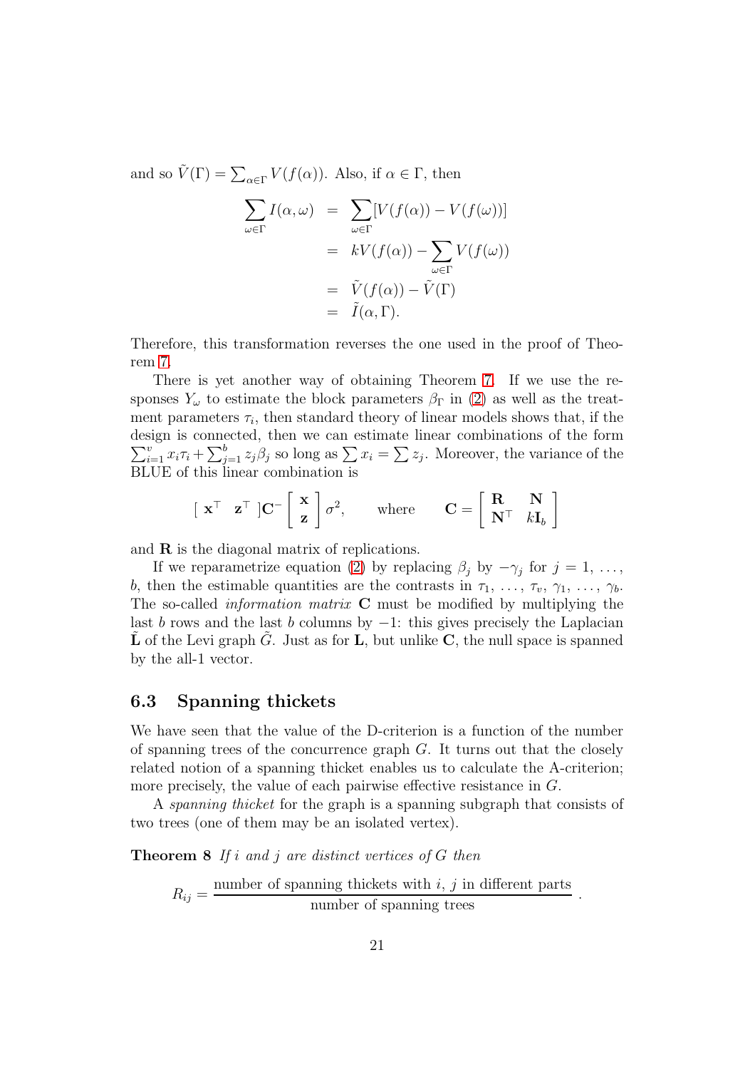and so $\tilde{V}(\Gamma) = \sum_{\alpha\in\Gamma} V(f(\alpha))$. Also, if $\alpha \in \Gamma$, then

$$
\begin{aligned}
\sum_{\omega\in\Gamma} I(\alpha,\omega) &= \sum_{\omega\in\Gamma}[V(f(\alpha)) - V(f(\omega))] \\
&= kV(f(\alpha)) - \sum_{\omega\in\Gamma} V(f(\omega)) \\
&= \tilde{V}(f(\alpha)) - \tilde{V}(\Gamma) \\
&= \tilde{I}(\alpha,\Gamma).
\end{aligned}
$$

Therefore, this transformation reverses the one used in the proof of Theorem 7.

There is yet another way of obtaining Theorem 7. If we use the responses $Y_\omega$ to estimate the block parameters $\beta_\Gamma$ in (2) as well as the treatment parameters $\tau_i$, then standard theory of linear models shows that, if the design is connected, then we can estimate linear combinations of the form $\sum_{i=1}^{v} x_i\tau_i + \sum_{j=1}^{b} z_j\beta_j$ so long as $\sum x_i = \sum z_j$. Moreover, the variance of the BLUE of this linear combination is

$$
\left[\begin{array}{cc} \mathbf{x}^\top & \mathbf{z}^\top \end{array}\right]\mathbf{C}^- \left[\begin{array}{c} \mathbf{x} \\ \mathbf{z} \end{array}\right]\sigma^2, \qquad \text{where} \qquad \mathbf{C} = \left[\begin{array}{cc} \mathbf{R} & \mathbf{N} \\ \mathbf{N}^\top & k\mathbf{I}_b \end{array}\right]
$$

and $\mathbf{R}$ is the diagonal matrix of replications.

If we reparametrize equation (2) by replacing $\beta_j$ by $-\gamma_j$ for $j = 1, \ldots, b$, then the estimable quantities are the contrasts in $\tau_1, \ldots, \tau_v, \gamma_1, \ldots, \gamma_b$. The so-called *information matrix* $\mathbf{C}$ must be modified by multiplying the last $b$ rows and the last $b$ columns by $-1$: this gives precisely the Laplacian $\tilde{\mathbf{L}}$ of the Levi graph $\tilde{G}$. Just as for $\mathbf{L}$, but unlike $\mathbf{C}$, the null space is spanned by the all-1 vector.

### 6.3 Spanning thickets

We have seen that the value of the D-criterion is a function of the number of spanning trees of the concurrence graph $G$. It turns out that the closely related notion of a spanning thicket enables us to calculate the A-criterion; more precisely, the value of each pairwise effective resistance in $G$.

A *spanning thicket* for the graph is a spanning subgraph that consists of two trees (one of them may be an isolated vertex).

**Theorem 8** *If $i$ and $j$ are distinct vertices of $G$ then*

$$
R_{ij} = \frac{\text{number of spanning thickets with } i,\, j \text{ in different parts}}{\text{number of spanning trees}}\,.
$$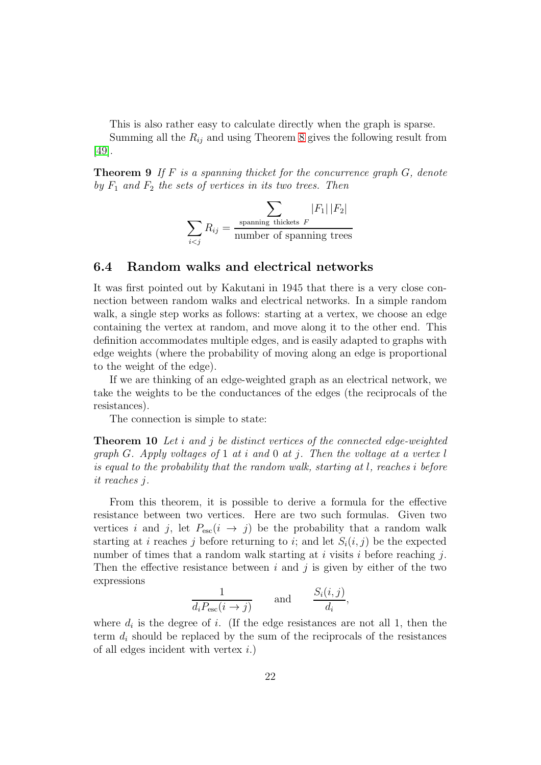This is also rather easy to calculate directly when the graph is sparse.

Summing all the $R_{ij}$ and using Theorem 8 gives the following result from [49].

**Theorem 9** *If $F$ is a spanning thicket for the concurrence graph $G$, denote by $F_1$ and $F_2$ the sets of vertices in its two trees. Then*

$$\sum_{i<j} R_{ij} = \frac{\displaystyle\sum_{\text{spanning thickets } F} |F_1|\,|F_2|}{\text{number of spanning trees}}$$

## 6.4 Random walks and electrical networks

It was first pointed out by Kakutani in 1945 that there is a very close connection between random walks and electrical networks. In a simple random walk, a single step works as follows: starting at a vertex, we choose an edge containing the vertex at random, and move along it to the other end. This definition accommodates multiple edges, and is easily adapted to graphs with edge weights (where the probability of moving along an edge is proportional to the weight of the edge).

If we are thinking of an edge-weighted graph as an electrical network, we take the weights to be the conductances of the edges (the reciprocals of the resistances).

The connection is simple to state:

**Theorem 10** *Let $i$ and $j$ be distinct vertices of the connected edge-weighted graph $G$. Apply voltages of $1$ at $i$ and $0$ at $j$. Then the voltage at a vertex $l$ is equal to the probability that the random walk, starting at $l$, reaches $i$ before it reaches $j$.*

From this theorem, it is possible to derive a formula for the effective resistance between two vertices. Here are two such formulas. Given two vertices $i$ and $j$, let $P_{\text{esc}}(i \to j)$ be the probability that a random walk starting at $i$ reaches $j$ before returning to $i$; and let $S_i(i,j)$ be the expected number of times that a random walk starting at $i$ visits $i$ before reaching $j$. Then the effective resistance between $i$ and $j$ is given by either of the two expressions

$$\frac{1}{d_i P_{\text{esc}}(i \to j)} \qquad \text{and} \qquad \frac{S_i(i,j)}{d_i},$$

where $d_i$ is the degree of $i$. (If the edge resistances are not all 1, then the term $d_i$ should be replaced by the sum of the reciprocals of the resistances of all edges incident with vertex $i$.)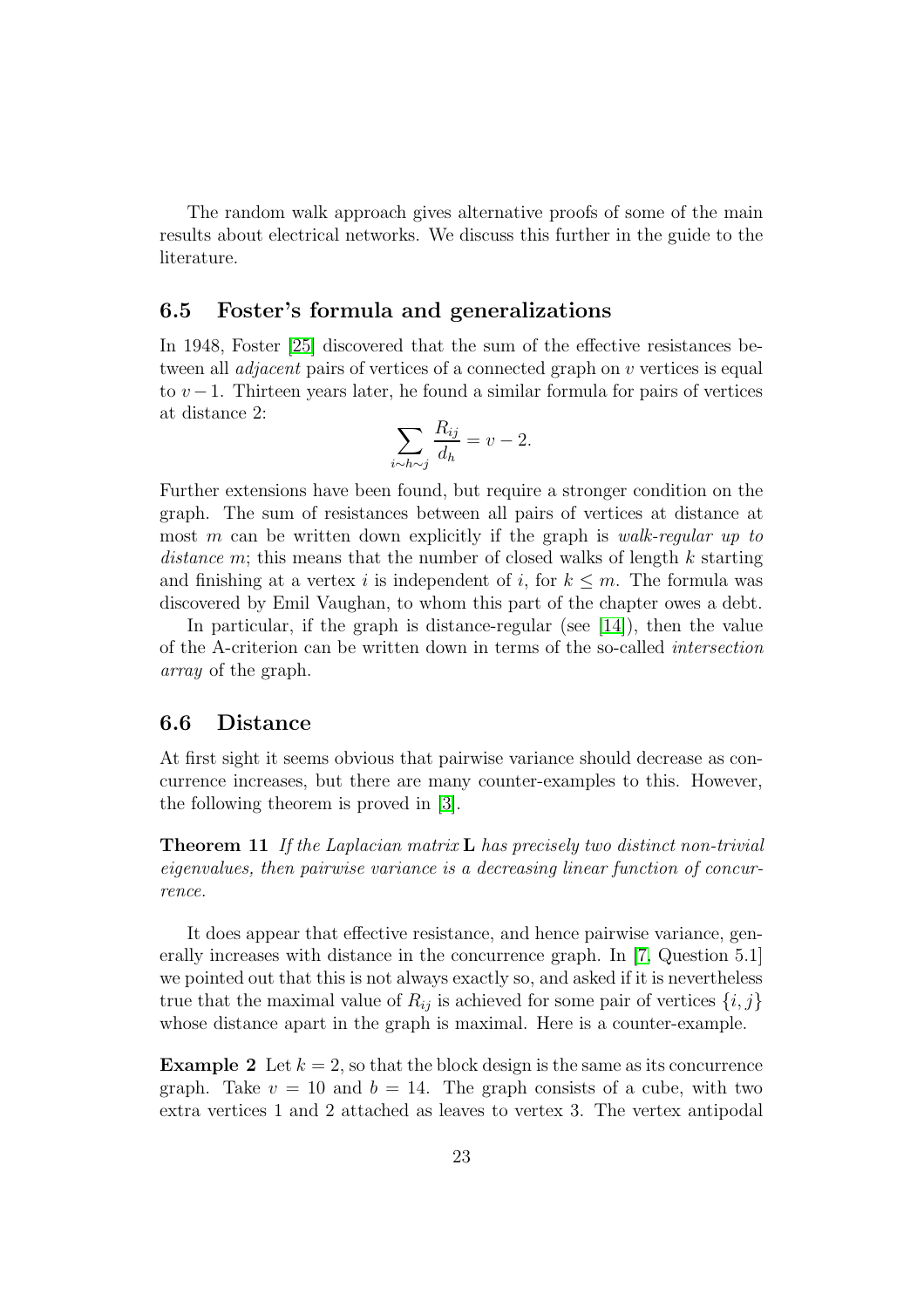The random walk approach gives alternative proofs of some of the main results about electrical networks. We discuss this further in the guide to the literature.

## 6.5 Foster's formula and generalizations

In 1948, Foster [25] discovered that the sum of the effective resistances between all *adjacent* pairs of vertices of a connected graph on $v$ vertices is equal to $v-1$. Thirteen years later, he found a similar formula for pairs of vertices at distance 2:

$$\sum_{i\sim h\sim j} \frac{R_{ij}}{d_h} = v-2.$$

Further extensions have been found, but require a stronger condition on the graph. The sum of resistances between all pairs of vertices at distance at most $m$ can be written down explicitly if the graph is *walk-regular up to distance* $m$; this means that the number of closed walks of length $k$ starting and finishing at a vertex $i$ is independent of $i$, for $k \leq m$. The formula was discovered by Emil Vaughan, to whom this part of the chapter owes a debt.

In particular, if the graph is distance-regular (see [14]), then the value of the A-criterion can be written down in terms of the so-called *intersection array* of the graph.

## 6.6 Distance

At first sight it seems obvious that pairwise variance should decrease as concurrence increases, but there are many counter-examples to this. However, the following theorem is proved in [3].

**Theorem 11** *If the Laplacian matrix* $\mathbf{L}$ *has precisely two distinct non-trivial eigenvalues, then pairwise variance is a decreasing linear function of concurrence.*

It does appear that effective resistance, and hence pairwise variance, generally increases with distance in the concurrence graph. In [7, Question 5.1] we pointed out that this is not always exactly so, and asked if it is nevertheless true that the maximal value of $R_{ij}$ is achieved for some pair of vertices $\{i, j\}$ whose distance apart in the graph is maximal. Here is a counter-example.

**Example 2** Let $k = 2$, so that the block design is the same as its concurrence graph. Take $v = 10$ and $b = 14$. The graph consists of a cube, with two extra vertices 1 and 2 attached as leaves to vertex 3. The vertex antipodal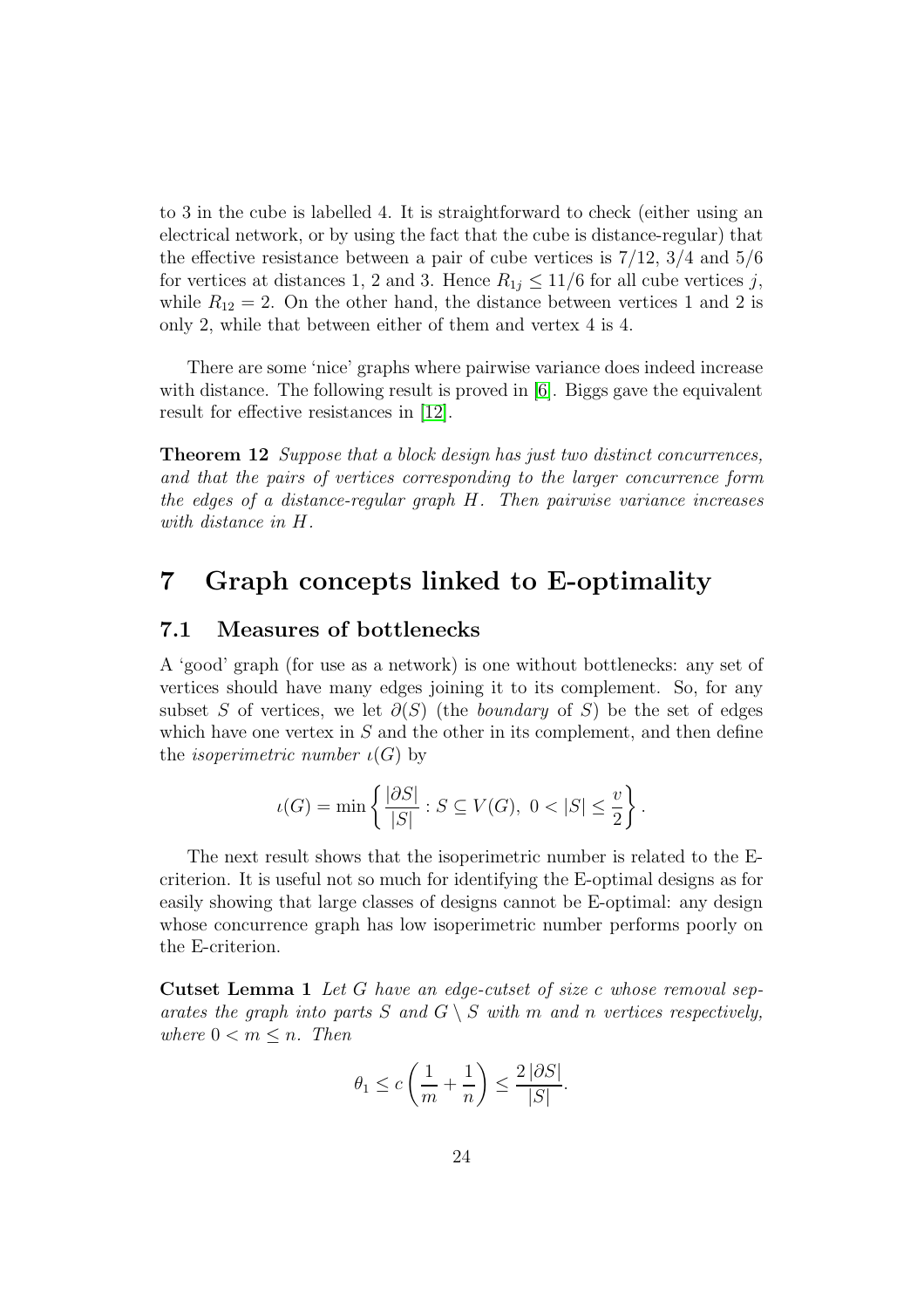to 3 in the cube is labelled 4. It is straightforward to check (either using an electrical network, or by using the fact that the cube is distance-regular) that the effective resistance between a pair of cube vertices is $7/12$, $3/4$ and $5/6$ for vertices at distances 1, 2 and 3. Hence $R_{1j} \leq 11/6$ for all cube vertices $j$, while $R_{12} = 2$. On the other hand, the distance between vertices 1 and 2 is only 2, while that between either of them and vertex 4 is 4.

There are some 'nice' graphs where pairwise variance does indeed increase with distance. The following result is proved in [6]. Biggs gave the equivalent result for effective resistances in [12].

**Theorem 12** *Suppose that a block design has just two distinct concurrences, and that the pairs of vertices corresponding to the larger concurrence form the edges of a distance-regular graph $H$. Then pairwise variance increases with distance in $H$.*

# 7 Graph concepts linked to E-optimality

## 7.1 Measures of bottlenecks

A 'good' graph (for use as a network) is one without bottlenecks: any set of vertices should have many edges joining it to its complement. So, for any subset $S$ of vertices, we let $\partial(S)$ (the *boundary* of $S$) be the set of edges which have one vertex in $S$ and the other in its complement, and then define the *isoperimetric number* $\iota(G)$ by

$$\iota(G) = \min\left\{\frac{|\partial S|}{|S|} : S \subseteq V(G),\ 0 < |S| \leq \frac{v}{2}\right\}.$$

The next result shows that the isoperimetric number is related to the E-criterion. It is useful not so much for identifying the E-optimal designs as for easily showing that large classes of designs cannot be E-optimal: any design whose concurrence graph has low isoperimetric number performs poorly on the E-criterion.

**Cutset Lemma 1** *Let $G$ have an edge-cutset of size $c$ whose removal separates the graph into parts $S$ and $G \setminus S$ with $m$ and $n$ vertices respectively, where $0 < m \leq n$. Then*

$$\theta_1 \leq c\left(\frac{1}{m} + \frac{1}{n}\right) \leq \frac{2\,|\partial S|}{|S|}.$$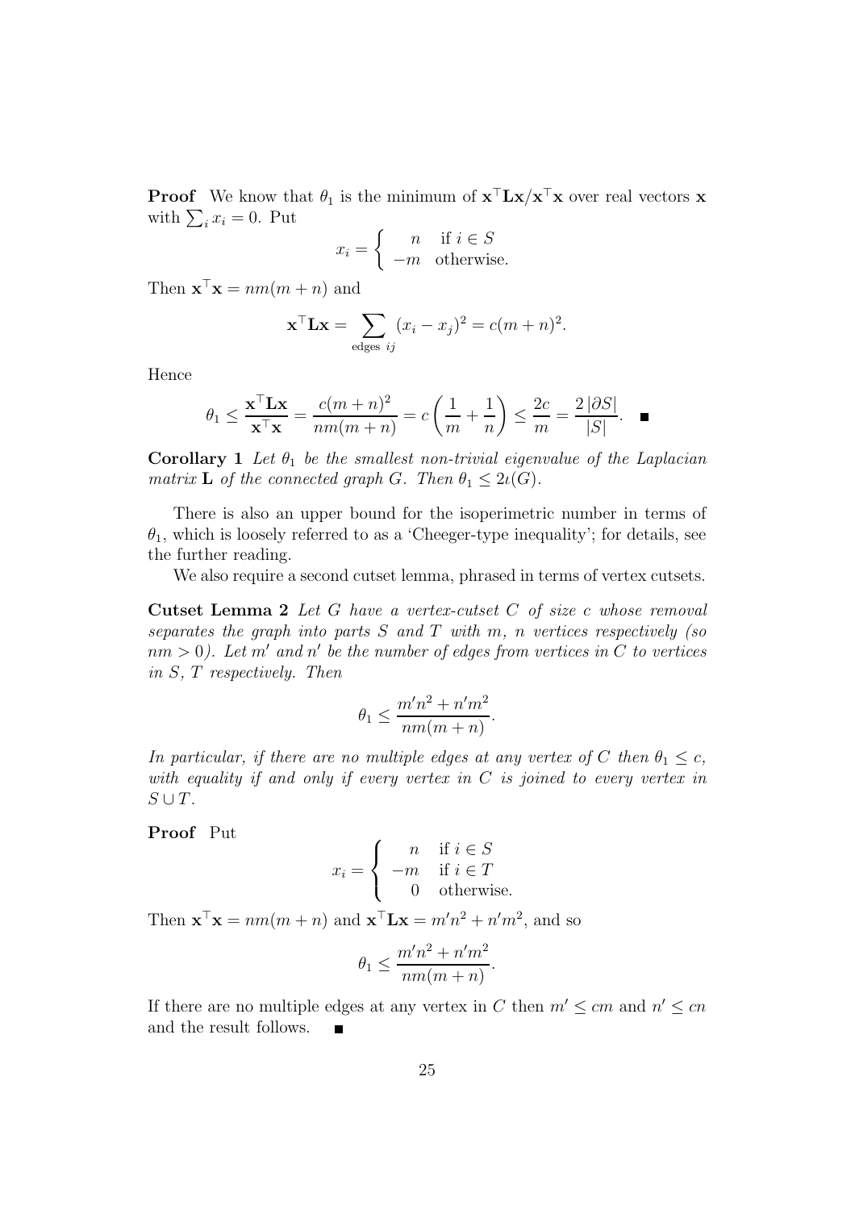**Proof** We know that $\theta_1$ is the minimum of $\mathbf{x}^\top \mathbf{L}\mathbf{x}/\mathbf{x}^\top \mathbf{x}$ over real vectors $\mathbf{x}$ with $\sum_i x_i = 0$. Put

$$x_i = \begin{cases} n & \text{if } i \in S \\ -m & \text{otherwise.} \end{cases}$$

Then $\mathbf{x}^\top \mathbf{x} = nm(m+n)$ and

$$\mathbf{x}^\top \mathbf{L}\mathbf{x} = \sum_{\text{edges } ij} (x_i - x_j)^2 = c(m+n)^2.$$

Hence

$$\theta_1 \leq \frac{\mathbf{x}^\top \mathbf{L}\mathbf{x}}{\mathbf{x}^\top \mathbf{x}} = \frac{c(m+n)^2}{nm(m+n)} = c\left(\frac{1}{m} + \frac{1}{n}\right) \leq \frac{2c}{m} = \frac{2\,|\partial S|}{|S|}. \quad \blacksquare$$

**Corollary 1** *Let $\theta_1$ be the smallest non-trivial eigenvalue of the Laplacian matrix $\mathbf{L}$ of the connected graph $G$. Then $\theta_1 \leq 2\iota(G)$.*

There is also an upper bound for the isoperimetric number in terms of $\theta_1$, which is loosely referred to as a 'Cheeger-type inequality'; for details, see the further reading.

We also require a second cutset lemma, phrased in terms of vertex cutsets.

**Cutset Lemma 2** *Let $G$ have a vertex-cutset $C$ of size $c$ whose removal separates the graph into parts $S$ and $T$ with $m$, $n$ vertices respectively (so $nm > 0$). Let $m'$ and $n'$ be the number of edges from vertices in $C$ to vertices in $S$, $T$ respectively. Then*

$$\theta_1 \leq \frac{m'n^2 + n'm^2}{nm(m+n)}.$$

*In particular, if there are no multiple edges at any vertex of $C$ then $\theta_1 \leq c$, with equality if and only if every vertex in $C$ is joined to every vertex in $S \cup T$.*

**Proof** Put

$$x_i = \begin{cases} n & \text{if } i \in S \\ -m & \text{if } i \in T \\ 0 & \text{otherwise.} \end{cases}$$

Then $\mathbf{x}^\top \mathbf{x} = nm(m+n)$ and $\mathbf{x}^\top \mathbf{L}\mathbf{x} = m'n^2 + n'm^2$, and so

$$\theta_1 \leq \frac{m'n^2 + n'm^2}{nm(m+n)}.$$

If there are no multiple edges at any vertex in $C$ then $m' \leq cm$ and $n' \leq cn$ and the result follows. $\blacksquare$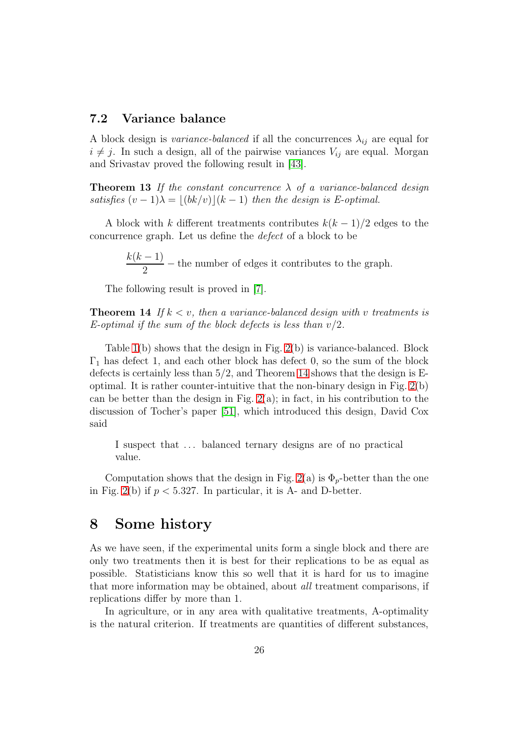### 7.2 Variance balance

A block design is *variance-balanced* if all the concurrences $\lambda_{ij}$ are equal for $i \neq j$. In such a design, all of the pairwise variances $V_{ij}$ are equal. Morgan and Srivastav proved the following result in [43].

**Theorem 13** *If the constant concurrence $\lambda$ of a variance-balanced design satisfies $(v-1)\lambda = \lfloor (bk/v) \rfloor (k-1)$ then the design is E-optimal.*

A block with $k$ different treatments contributes $k(k-1)/2$ edges to the concurrence graph. Let us define the *defect* of a block to be

$$\frac{k(k-1)}{2} - \text{the number of edges it contributes to the graph.}$$

The following result is proved in [7].

**Theorem 14** *If $k < v$, then a variance-balanced design with $v$ treatments is E-optimal if the sum of the block defects is less than $v/2$.*

Table 1(b) shows that the design in Fig. 2(b) is variance-balanced. Block $\Gamma_1$ has defect 1, and each other block has defect 0, so the sum of the block defects is certainly less than $5/2$, and Theorem 14 shows that the design is E-optimal. It is rather counter-intuitive that the non-binary design in Fig. 2(b) can be better than the design in Fig. 2(a); in fact, in his contribution to the discussion of Tocher's paper [51], which introduced this design, David Cox said

> I suspect that ... balanced ternary designs are of no practical value.

Computation shows that the design in Fig. 2(a) is $\Phi_p$-better than the one in Fig. 2(b) if $p < 5.327$. In particular, it is A- and D-better.

# 8 Some history

As we have seen, if the experimental units form a single block and there are only two treatments then it is best for their replications to be as equal as possible. Statisticians know this so well that it is hard for us to imagine that more information may be obtained, about *all* treatment comparisons, if replications differ by more than 1.

In agriculture, or in any area with qualitative treatments, A-optimality is the natural criterion. If treatments are quantities of different substances,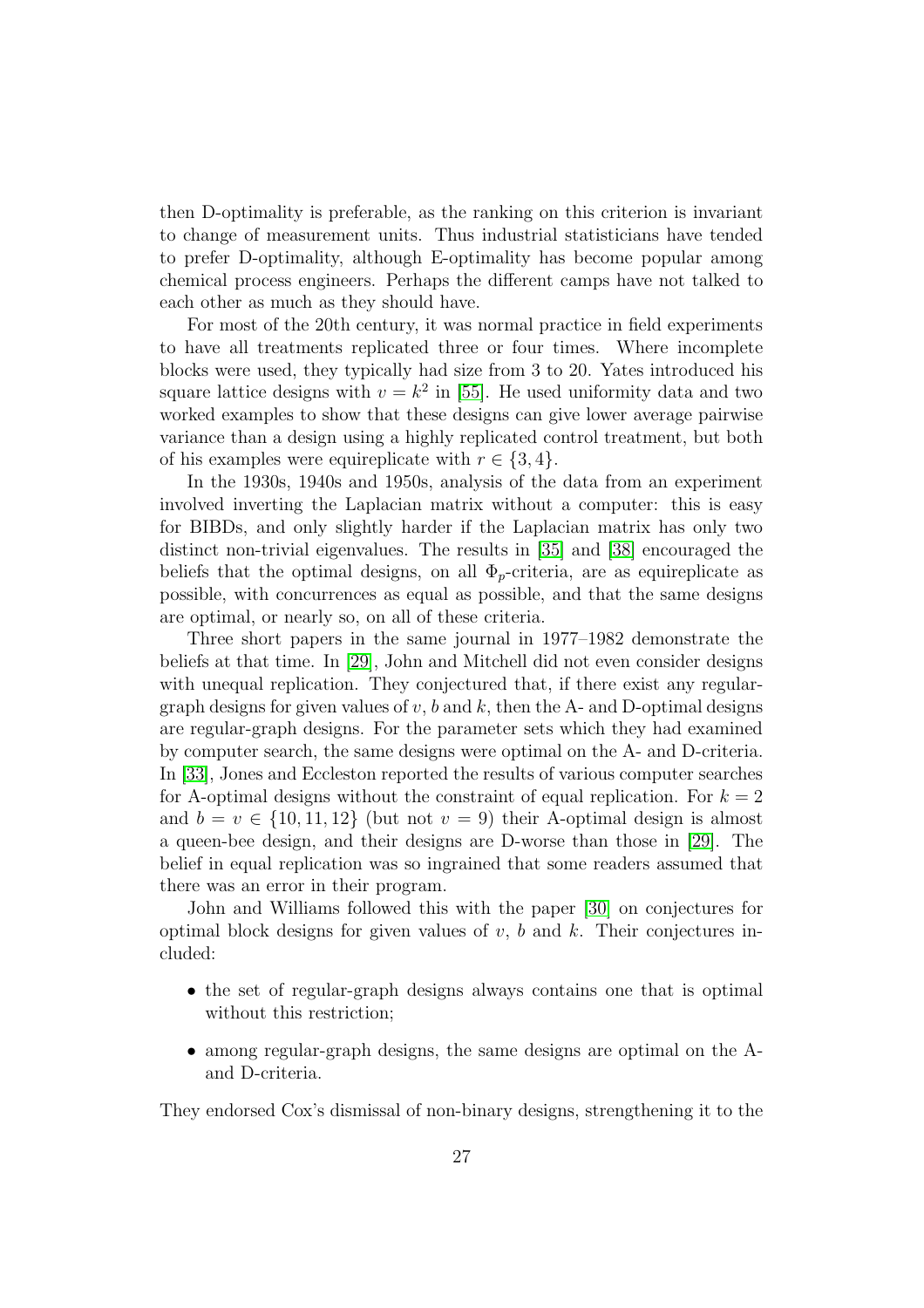then D-optimality is preferable, as the ranking on this criterion is invariant to change of measurement units. Thus industrial statisticians have tended to prefer D-optimality, although E-optimality has become popular among chemical process engineers. Perhaps the different camps have not talked to each other as much as they should have.

For most of the 20th century, it was normal practice in field experiments to have all treatments replicated three or four times. Where incomplete blocks were used, they typically had size from 3 to 20. Yates introduced his square lattice designs with $v = k^2$ in [55]. He used uniformity data and two worked examples to show that these designs can give lower average pairwise variance than a design using a highly replicated control treatment, but both of his examples were equireplicate with $r \in \{3, 4\}$.

In the 1930s, 1940s and 1950s, analysis of the data from an experiment involved inverting the Laplacian matrix without a computer: this is easy for BIBDs, and only slightly harder if the Laplacian matrix has only two distinct non-trivial eigenvalues. The results in [35] and [38] encouraged the beliefs that the optimal designs, on all $\Phi_p$-criteria, are as equireplicate as possible, with concurrences as equal as possible, and that the same designs are optimal, or nearly so, on all of these criteria.

Three short papers in the same journal in 1977–1982 demonstrate the beliefs at that time. In [29], John and Mitchell did not even consider designs with unequal replication. They conjectured that, if there exist any regular-graph designs for given values of $v$, $b$ and $k$, then the A- and D-optimal designs are regular-graph designs. For the parameter sets which they had examined by computer search, the same designs were optimal on the A- and D-criteria. In [33], Jones and Eccleston reported the results of various computer searches for A-optimal designs without the constraint of equal replication. For $k = 2$ and $b = v \in \{10, 11, 12\}$ (but not $v = 9$) their A-optimal design is almost a queen-bee design, and their designs are D-worse than those in [29]. The belief in equal replication was so ingrained that some readers assumed that there was an error in their program.

John and Williams followed this with the paper [30] on conjectures for optimal block designs for given values of $v$, $b$ and $k$. Their conjectures included:

- the set of regular-graph designs always contains one that is optimal without this restriction;
- among regular-graph designs, the same designs are optimal on the A- and D-criteria.

They endorsed Cox's dismissal of non-binary designs, strengthening it to the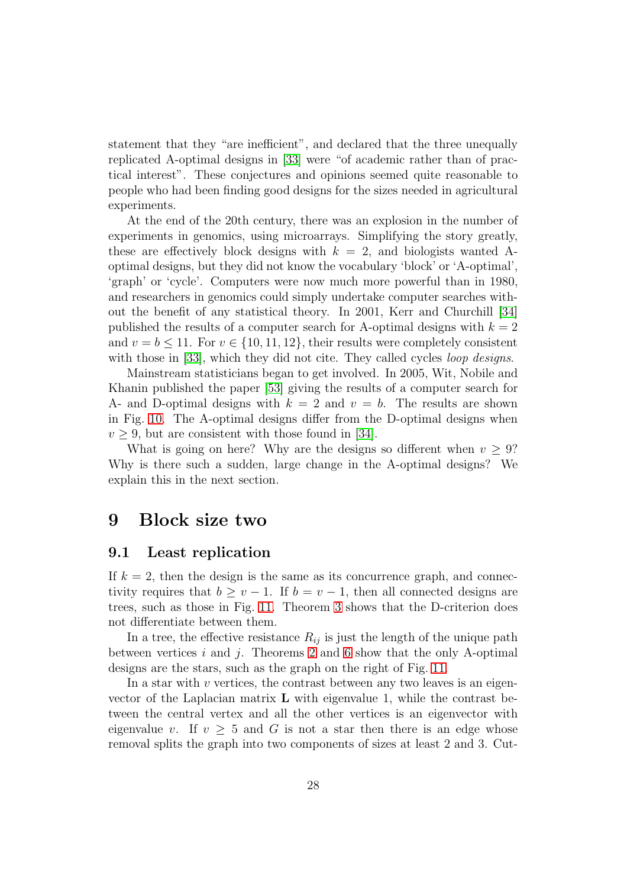statement that they “are inefficient”, and declared that the three unequally replicated A-optimal designs in [33] were “of academic rather than of practical interest”. These conjectures and opinions seemed quite reasonable to people who had been finding good designs for the sizes needed in agricultural experiments.

At the end of the 20th century, there was an explosion in the number of experiments in genomics, using microarrays. Simplifying the story greatly, these are effectively block designs with $k = 2$, and biologists wanted A-optimal designs, but they did not know the vocabulary ‘block’ or ‘A-optimal’, ‘graph’ or ‘cycle’. Computers were now much more powerful than in 1980, and researchers in genomics could simply undertake computer searches without the benefit of any statistical theory. In 2001, Kerr and Churchill [34] published the results of a computer search for A-optimal designs with $k = 2$ and $v = b \leq 11$. For $v \in \{10, 11, 12\}$, their results were completely consistent with those in [33], which they did not cite. They called cycles *loop designs*.

Mainstream statisticians began to get involved. In 2005, Wit, Nobile and Khanin published the paper [53] giving the results of a computer search for A- and D-optimal designs with $k = 2$ and $v = b$. The results are shown in Fig. 10. The A-optimal designs differ from the D-optimal designs when $v \geq 9$, but are consistent with those found in [34].

What is going on here? Why are the designs so different when $v \geq 9$? Why is there such a sudden, large change in the A-optimal designs? We explain this in the next section.

# 9 Block size two

## 9.1 Least replication

If $k = 2$, then the design is the same as its concurrence graph, and connectivity requires that $b \geq v - 1$. If $b = v - 1$, then all connected designs are trees, such as those in Fig. 11. Theorem 3 shows that the D-criterion does not differentiate between them.

In a tree, the effective resistance $R_{ij}$ is just the length of the unique path between vertices $i$ and $j$. Theorems 2 and 6 show that the only A-optimal designs are the stars, such as the graph on the right of Fig. 11.

In a star with $v$ vertices, the contrast between any two leaves is an eigenvector of the Laplacian matrix $\mathbf{L}$ with eigenvalue 1, while the contrast between the central vertex and all the other vertices is an eigenvector with eigenvalue $v$. If $v \geq 5$ and $G$ is not a star then there is an edge whose removal splits the graph into two components of sizes at least 2 and 3. Cut-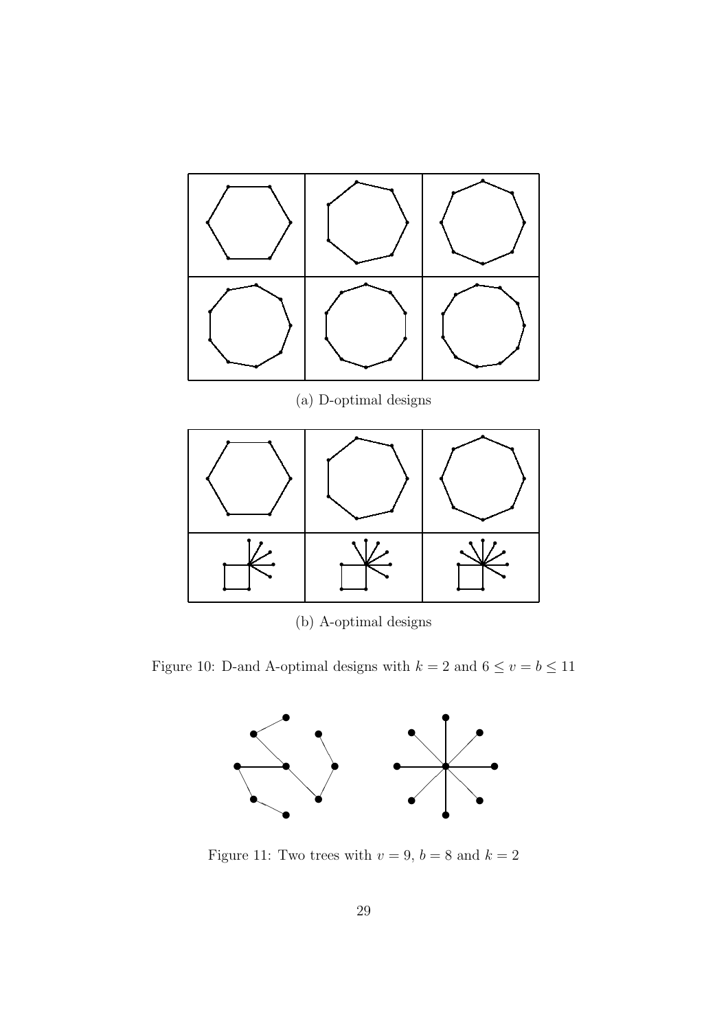(a) D-optimal designs

(b) A-optimal designs

Figure 10: D-and A-optimal designs with $k = 2$ and $6 \leq v = b \leq 11$

Figure 11: Two trees with $v = 9$, $b = 8$ and $k = 2$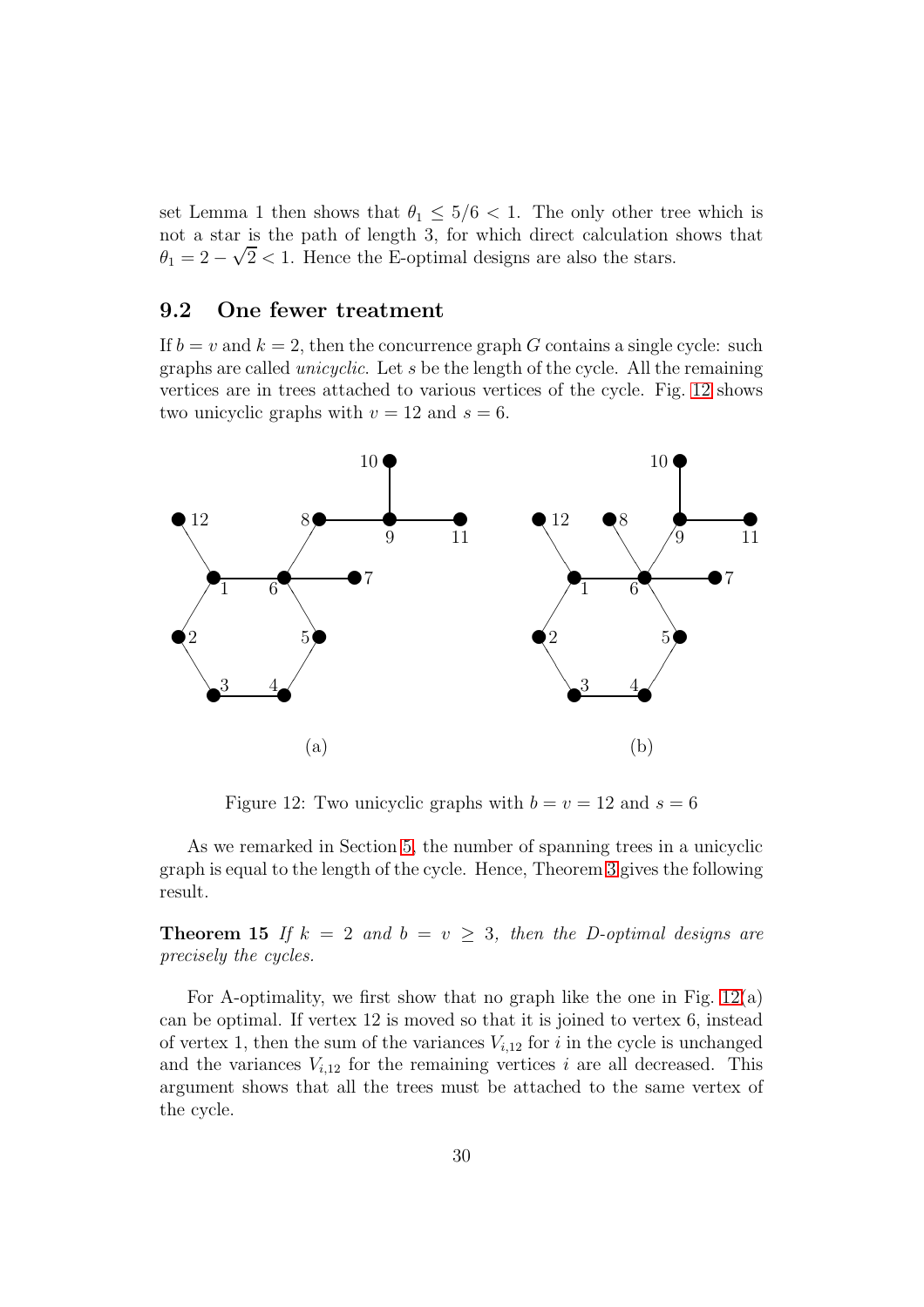set Lemma 1 then shows that $\theta_1 \leq 5/6 < 1$. The only other tree which is not a star is the path of length 3, for which direct calculation shows that $\theta_1 = 2 - \sqrt{2} < 1$. Hence the E-optimal designs are also the stars.

## 9.2 One fewer treatment

If $b = v$ and $k = 2$, then the concurrence graph $G$ contains a single cycle: such graphs are called *unicyclic*. Let $s$ be the length of the cycle. All the remaining vertices are in trees attached to various vertices of the cycle. Fig. 12 shows two unicyclic graphs with $v = 12$ and $s = 6$.

Figure 12: Two unicyclic graphs with $b = v = 12$ and $s = 6$

As we remarked in Section 5, the number of spanning trees in a unicyclic graph is equal to the length of the cycle. Hence, Theorem 3 gives the following result.

**Theorem 15** *If $k = 2$ and $b = v \geq 3$, then the D-optimal designs are precisely the cycles.*

For A-optimality, we first show that no graph like the one in Fig. 12(a) can be optimal. If vertex 12 is moved so that it is joined to vertex 6, instead of vertex 1, then the sum of the variances $V_{i,12}$ for $i$ in the cycle is unchanged and the variances $V_{i,12}$ for the remaining vertices $i$ are all decreased. This argument shows that all the trees must be attached to the same vertex of the cycle.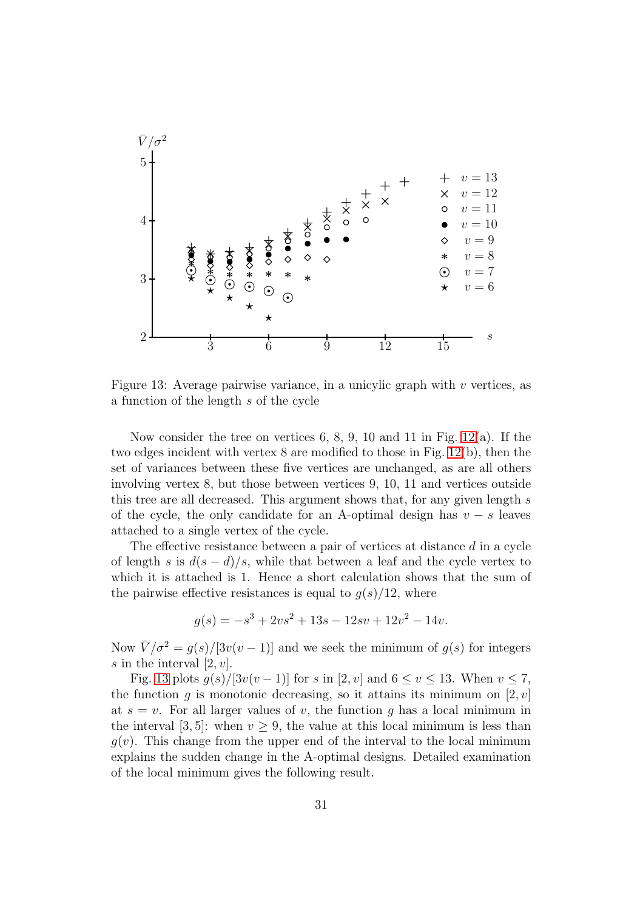Figure 13: Average pairwise variance, in a unicylic graph with $v$ vertices, as a function of the length $s$ of the cycle

Now consider the tree on vertices 6, 8, 9, 10 and 11 in Fig. 12(a). If the two edges incident with vertex 8 are modified to those in Fig. 12(b), then the set of variances between these five vertices are unchanged, as are all others involving vertex 8, but those between vertices 9, 10, 11 and vertices outside this tree are all decreased. This argument shows that, for any given length $s$ of the cycle, the only candidate for an A-optimal design has $v - s$ leaves attached to a single vertex of the cycle.

The effective resistance between a pair of vertices at distance $d$ in a cycle of length $s$ is $d(s-d)/s$, while that between a leaf and the cycle vertex to which it is attached is 1. Hence a short calculation shows that the sum of the pairwise effective resistances is equal to $g(s)/12$, where

$$g(s) = -s^3 + 2vs^2 + 13s - 12sv + 12v^2 - 14v.$$

Now $\bar{V}/\sigma^2 = g(s)/[3v(v-1)]$ and we seek the minimum of $g(s)$ for integers $s$ in the interval $[2, v]$.

Fig. 13 plots $g(s)/[3v(v-1)]$ for $s$ in $[2, v]$ and $6 \leq v \leq 13$. When $v \leq 7$, the function $g$ is monotonic decreasing, so it attains its minimum on $[2, v]$ at $s = v$. For all larger values of $v$, the function $g$ has a local minimum in the interval $[3, 5]$: when $v \geq 9$, the value at this local minimum is less than $g(v)$. This change from the upper end of the interval to the local minimum explains the sudden change in the A-optimal designs. Detailed examination of the local minimum gives the following result.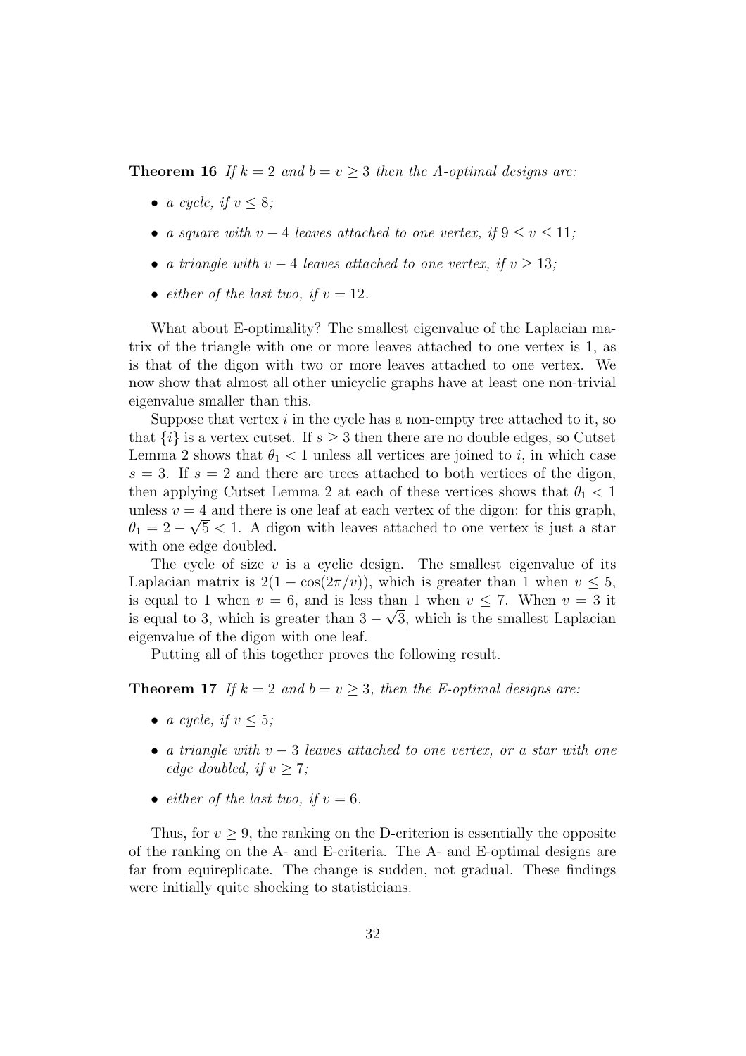**Theorem 16** *If $k = 2$ and $b = v \geq 3$ then the A-optimal designs are:*

- *a cycle, if $v \leq 8$;*
- *a square with $v - 4$ leaves attached to one vertex, if $9 \leq v \leq 11$;*
- *a triangle with $v - 4$ leaves attached to one vertex, if $v \geq 13$;*
- *either of the last two, if $v = 12$.*

What about E-optimality? The smallest eigenvalue of the Laplacian matrix of the triangle with one or more leaves attached to one vertex is 1, as is that of the digon with two or more leaves attached to one vertex. We now show that almost all other unicyclic graphs have at least one non-trivial eigenvalue smaller than this.

Suppose that vertex $i$ in the cycle has a non-empty tree attached to it, so that $\{i\}$ is a vertex cutset. If $s \geq 3$ then there are no double edges, so Cutset Lemma 2 shows that $\theta_1 < 1$ unless all vertices are joined to $i$, in which case $s = 3$. If $s = 2$ and there are trees attached to both vertices of the digon, then applying Cutset Lemma 2 at each of these vertices shows that $\theta_1 < 1$ unless $v = 4$ and there is one leaf at each vertex of the digon: for this graph, $\theta_1 = 2 - \sqrt{5} < 1$. A digon with leaves attached to one vertex is just a star with one edge doubled.

The cycle of size $v$ is a cyclic design. The smallest eigenvalue of its Laplacian matrix is $2(1 - \cos(2\pi/v))$, which is greater than 1 when $v \leq 5$, is equal to 1 when $v = 6$, and is less than 1 when $v \leq 7$. When $v = 3$ it is equal to 3, which is greater than $3 - \sqrt{3}$, which is the smallest Laplacian eigenvalue of the digon with one leaf.

Putting all of this together proves the following result.

**Theorem 17** *If $k = 2$ and $b = v \geq 3$, then the E-optimal designs are:*

- *a cycle, if $v \leq 5$;*
- *a triangle with $v - 3$ leaves attached to one vertex, or a star with one edge doubled, if $v \geq 7$;*
- *either of the last two, if $v = 6$.*

Thus, for $v \geq 9$, the ranking on the D-criterion is essentially the opposite of the ranking on the A- and E-criteria. The A- and E-optimal designs are far from equireplicate. The change is sudden, not gradual. These findings were initially quite shocking to statisticians.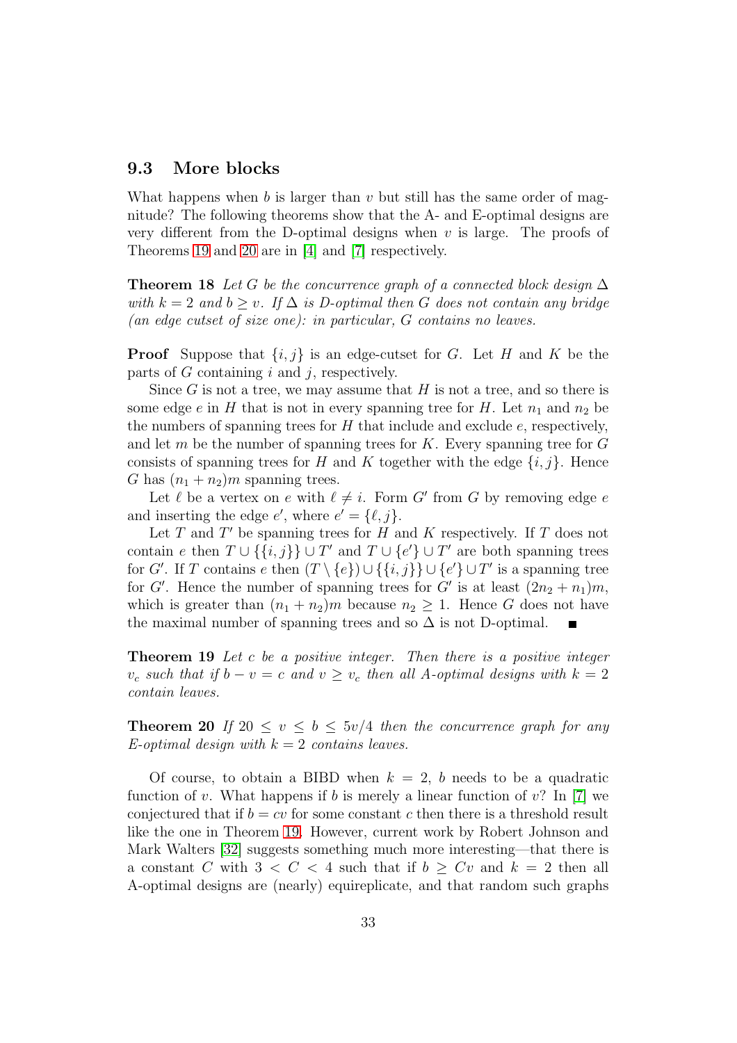### 9.3 More blocks

What happens when $b$ is larger than $v$ but still has the same order of magnitude? The following theorems show that the A- and E-optimal designs are very different from the D-optimal designs when $v$ is large. The proofs of Theorems 19 and 20 are in [4] and [7] respectively.

**Theorem 18** *Let $G$ be the concurrence graph of a connected block design $\Delta$ with $k = 2$ and $b \geq v$. If $\Delta$ is D-optimal then $G$ does not contain any bridge (an edge cutset of size one): in particular, $G$ contains no leaves.*

**Proof** Suppose that $\{i, j\}$ is an edge-cutset for $G$. Let $H$ and $K$ be the parts of $G$ containing $i$ and $j$, respectively.

Since $G$ is not a tree, we may assume that $H$ is not a tree, and so there is some edge $e$ in $H$ that is not in every spanning tree for $H$. Let $n_1$ and $n_2$ be the numbers of spanning trees for $H$ that include and exclude $e$, respectively, and let $m$ be the number of spanning trees for $K$. Every spanning tree for $G$ consists of spanning trees for $H$ and $K$ together with the edge $\{i, j\}$. Hence $G$ has $(n_1 + n_2)m$ spanning trees.

Let $\ell$ be a vertex on $e$ with $\ell \neq i$. Form $G'$ from $G$ by removing edge $e$ and inserting the edge $e'$, where $e' = \{\ell, j\}$.

Let $T$ and $T'$ be spanning trees for $H$ and $K$ respectively. If $T$ does not contain $e$ then $T \cup \{\{i, j\}\} \cup T'$ and $T \cup \{e'\} \cup T'$ are both spanning trees for $G'$. If $T$ contains $e$ then $(T \setminus \{e\}) \cup \{\{i, j\}\} \cup \{e'\} \cup T'$ is a spanning tree for $G'$. Hence the number of spanning trees for $G'$ is at least $(2n_2 + n_1)m$, which is greater than $(n_1 + n_2)m$ because $n_2 \geq 1$. Hence $G$ does not have the maximal number of spanning trees and so $\Delta$ is not D-optimal. ∎

**Theorem 19** *Let $c$ be a positive integer. Then there is a positive integer $v_c$ such that if $b - v = c$ and $v \geq v_c$ then all A-optimal designs with $k = 2$ contain leaves.*

**Theorem 20** *If $20 \leq v \leq b \leq 5v/4$ then the concurrence graph for any E-optimal design with $k = 2$ contains leaves.*

Of course, to obtain a BIBD when $k = 2$, $b$ needs to be a quadratic function of $v$. What happens if $b$ is merely a linear function of $v$? In [7] we conjectured that if $b = cv$ for some constant $c$ then there is a threshold result like the one in Theorem 19. However, current work by Robert Johnson and Mark Walters [32] suggests something much more interesting—that there is a constant $C$ with $3 < C < 4$ such that if $b \geq Cv$ and $k = 2$ then all A-optimal designs are (nearly) equireplicate, and that random such graphs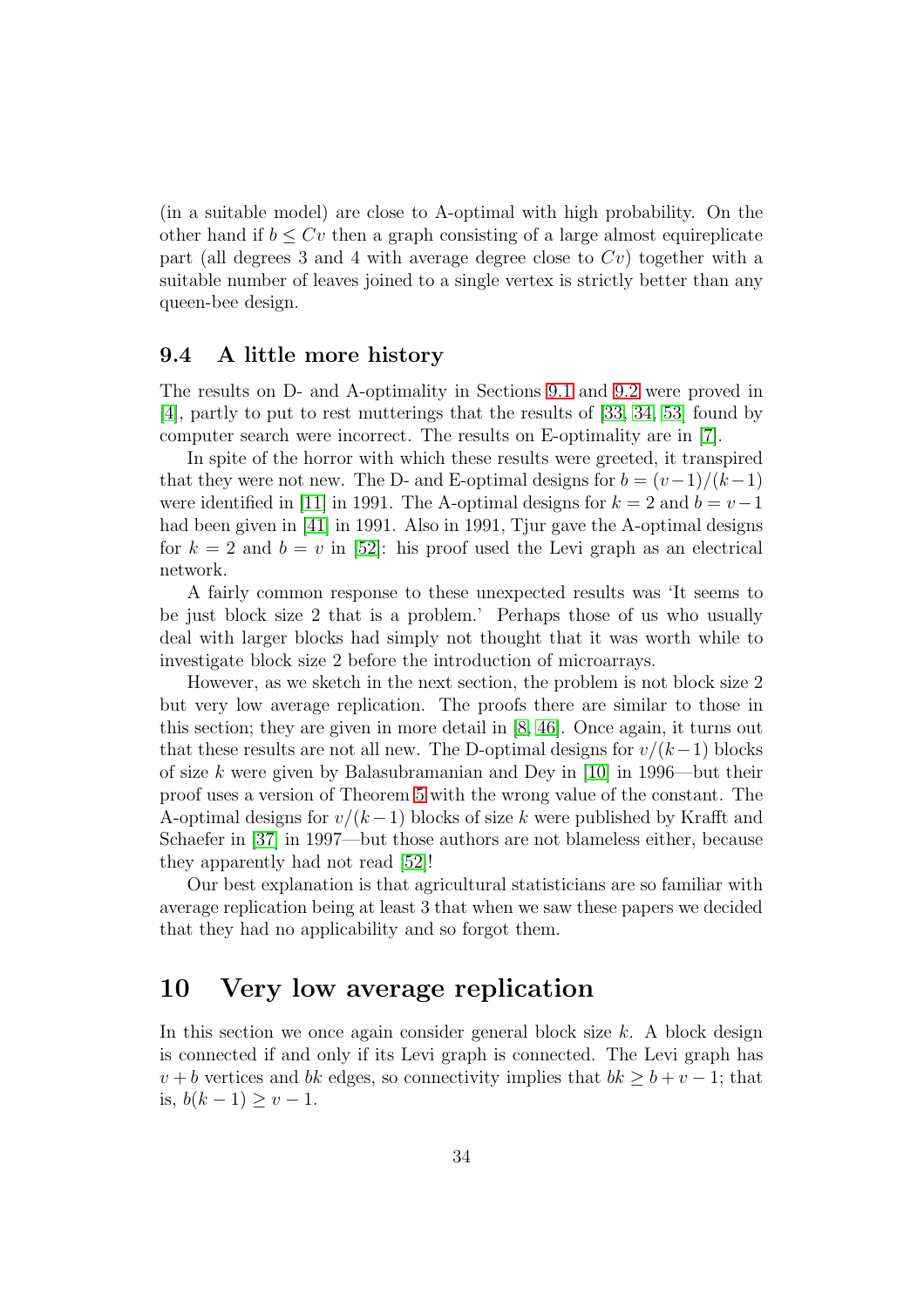(in a suitable model) are close to A-optimal with high probability. On the other hand if $b \leq Cv$ then a graph consisting of a large almost equireplicate part (all degrees 3 and 4 with average degree close to $Cv$) together with a suitable number of leaves joined to a single vertex is strictly better than any queen-bee design.

### 9.4 A little more history

The results on D- and A-optimality in Sections 9.1 and 9.2 were proved in [4], partly to put to rest mutterings that the results of [33, 34, 53] found by computer search were incorrect. The results on E-optimality are in [7].

In spite of the horror with which these results were greeted, it transpired that they were not new. The D- and E-optimal designs for $b = (v-1)/(k-1)$ were identified in [11] in 1991. The A-optimal designs for $k = 2$ and $b = v-1$ had been given in [41] in 1991. Also in 1991, Tjur gave the A-optimal designs for $k = 2$ and $b = v$ in [52]: his proof used the Levi graph as an electrical network.

A fairly common response to these unexpected results was 'It seems to be just block size 2 that is a problem.' Perhaps those of us who usually deal with larger blocks had simply not thought that it was worth while to investigate block size 2 before the introduction of microarrays.

However, as we sketch in the next section, the problem is not block size 2 but very low average replication. The proofs there are similar to those in this section; they are given in more detail in [8, 46]. Once again, it turns out that these results are not all new. The D-optimal designs for $v/(k-1)$ blocks of size $k$ were given by Balasubramanian and Dey in [10] in 1996—but their proof uses a version of Theorem 5 with the wrong value of the constant. The A-optimal designs for $v/(k-1)$ blocks of size $k$ were published by Krafft and Schaefer in [37] in 1997—but those authors are not blameless either, because they apparently had not read [52]!

Our best explanation is that agricultural statisticians are so familiar with average replication being at least 3 that when we saw these papers we decided that they had no applicability and so forgot them.

## 10 Very low average replication

In this section we once again consider general block size $k$. A block design is connected if and only if its Levi graph is connected. The Levi graph has $v + b$ vertices and $bk$ edges, so connectivity implies that $bk \geq b + v - 1$; that is, $b(k-1) \geq v - 1$.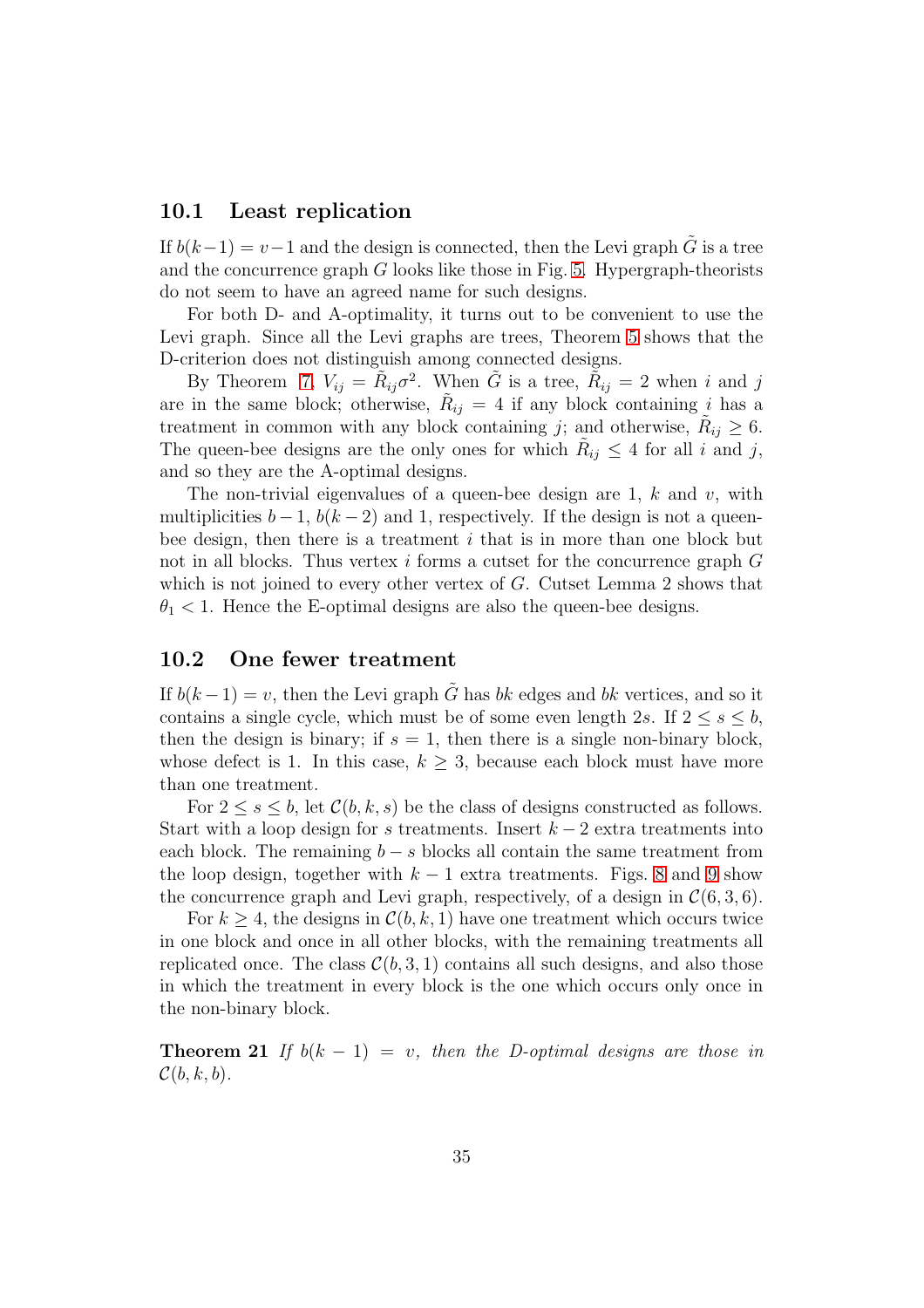### 10.1 Least replication

If $b(k-1) = v-1$ and the design is connected, then the Levi graph $\tilde{G}$ is a tree and the concurrence graph $G$ looks like those in Fig. 5. Hypergraph-theorists do not seem to have an agreed name for such designs.

For both D- and A-optimality, it turns out to be convenient to use the Levi graph. Since all the Levi graphs are trees, Theorem 5 shows that the D-criterion does not distinguish among connected designs.

By Theorem 7, $V_{ij} = \tilde{R}_{ij}\sigma^2$. When $\tilde{G}$ is a tree, $\tilde{R}_{ij} = 2$ when $i$ and $j$ are in the same block; otherwise, $\tilde{R}_{ij} = 4$ if any block containing $i$ has a treatment in common with any block containing $j$; and otherwise, $\tilde{R}_{ij} \geq 6$. The queen-bee designs are the only ones for which $\tilde{R}_{ij} \leq 4$ for all $i$ and $j$, and so they are the A-optimal designs.

The non-trivial eigenvalues of a queen-bee design are 1, $k$ and $v$, with multiplicities $b-1$, $b(k-2)$ and 1, respectively. If the design is not a queen-bee design, then there is a treatment $i$ that is in more than one block but not in all blocks. Thus vertex $i$ forms a cutset for the concurrence graph $G$ which is not joined to every other vertex of $G$. Cutset Lemma 2 shows that $\theta_1 < 1$. Hence the E-optimal designs are also the queen-bee designs.

### 10.2 One fewer treatment

If $b(k-1) = v$, then the Levi graph $\tilde{G}$ has $bk$ edges and $bk$ vertices, and so it contains a single cycle, which must be of some even length $2s$. If $2 \leq s \leq b$, then the design is binary; if $s = 1$, then there is a single non-binary block, whose defect is 1. In this case, $k \geq 3$, because each block must have more than one treatment.

For $2 \leq s \leq b$, let $\mathcal{C}(b,k,s)$ be the class of designs constructed as follows. Start with a loop design for $s$ treatments. Insert $k-2$ extra treatments into each block. The remaining $b-s$ blocks all contain the same treatment from the loop design, together with $k-1$ extra treatments. Figs. 8 and 9 show the concurrence graph and Levi graph, respectively, of a design in $\mathcal{C}(6,3,6)$.

For $k \geq 4$, the designs in $\mathcal{C}(b,k,1)$ have one treatment which occurs twice in one block and once in all other blocks, with the remaining treatments all replicated once. The class $\mathcal{C}(b,3,1)$ contains all such designs, and also those in which the treatment in every block is the one which occurs only once in the non-binary block.

**Theorem 21** *If $b(k-1) = v$, then the D-optimal designs are those in $\mathcal{C}(b,k,b)$.*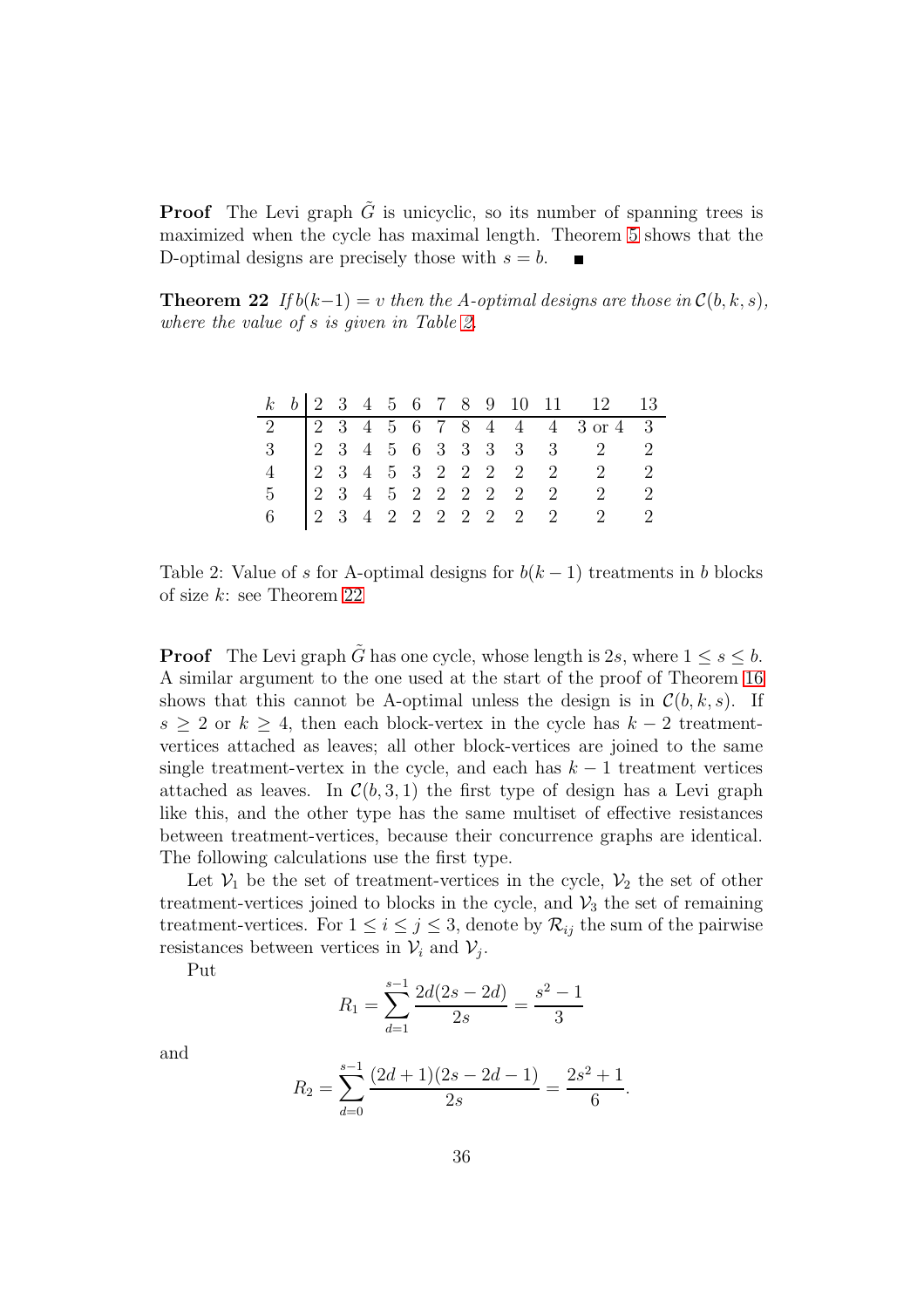**Proof** The Levi graph $\tilde{G}$ is unicyclic, so its number of spanning trees is maximized when the cycle has maximal length. Theorem 5 shows that the D-optimal designs are precisely those with $s = b$. ■

**Theorem 22** *If $b(k-1) = v$ then the A-optimal designs are those in $\mathcal{C}(b, k, s)$, where the value of $s$ is given in Table 2.*

| $k$ \ $b$ | 2 | 3 | 4 | 5 | 6 | 7 | 8 | 9 | 10 | 11 | 12 | 13 |
|---|---|---|---|---|---|---|---|---|---|---|---|---|
| 2 | 2 | 3 | 4 | 5 | 6 | 7 | 8 | 4 | 4 | 4 | 3 or 4 | 3 |
| 3 | 2 | 3 | 4 | 5 | 6 | 3 | 3 | 3 | 3 | 3 | 2 | 2 |
| 4 | 2 | 3 | 4 | 5 | 3 | 2 | 2 | 2 | 2 | 2 | 2 | 2 |
| 5 | 2 | 3 | 4 | 5 | 2 | 2 | 2 | 2 | 2 | 2 | 2 | 2 |
| 6 | 2 | 3 | 4 | 2 | 2 | 2 | 2 | 2 | 2 | 2 | 2 | 2 |

Table 2: Value of $s$ for A-optimal designs for $b(k-1)$ treatments in $b$ blocks of size $k$: see Theorem 22

**Proof** The Levi graph $\tilde{G}$ has one cycle, whose length is $2s$, where $1 \leq s \leq b$. A similar argument to the one used at the start of the proof of Theorem 16 shows that this cannot be A-optimal unless the design is in $\mathcal{C}(b, k, s)$. If $s \geq 2$ or $k \geq 4$, then each block-vertex in the cycle has $k-2$ treatment-vertices attached as leaves; all other block-vertices are joined to the same single treatment-vertex in the cycle, and each has $k-1$ treatment vertices attached as leaves. In $\mathcal{C}(b, 3, 1)$ the first type of design has a Levi graph like this, and the other type has the same multiset of effective resistances between treatment-vertices, because their concurrence graphs are identical. The following calculations use the first type.

Let $\mathcal{V}_1$ be the set of treatment-vertices in the cycle, $\mathcal{V}_2$ the set of other treatment-vertices joined to blocks in the cycle, and $\mathcal{V}_3$ the set of remaining treatment-vertices. For $1 \leq i \leq j \leq 3$, denote by $\mathcal{R}_{ij}$ the sum of the pairwise resistances between vertices in $\mathcal{V}_i$ and $\mathcal{V}_j$.

Put

$$R_1 = \sum_{d=1}^{s-1} \frac{2d(2s-2d)}{2s} = \frac{s^2-1}{3}$$

and

$$R_2 = \sum_{d=0}^{s-1} \frac{(2d+1)(2s-2d-1)}{2s} = \frac{2s^2+1}{6}.$$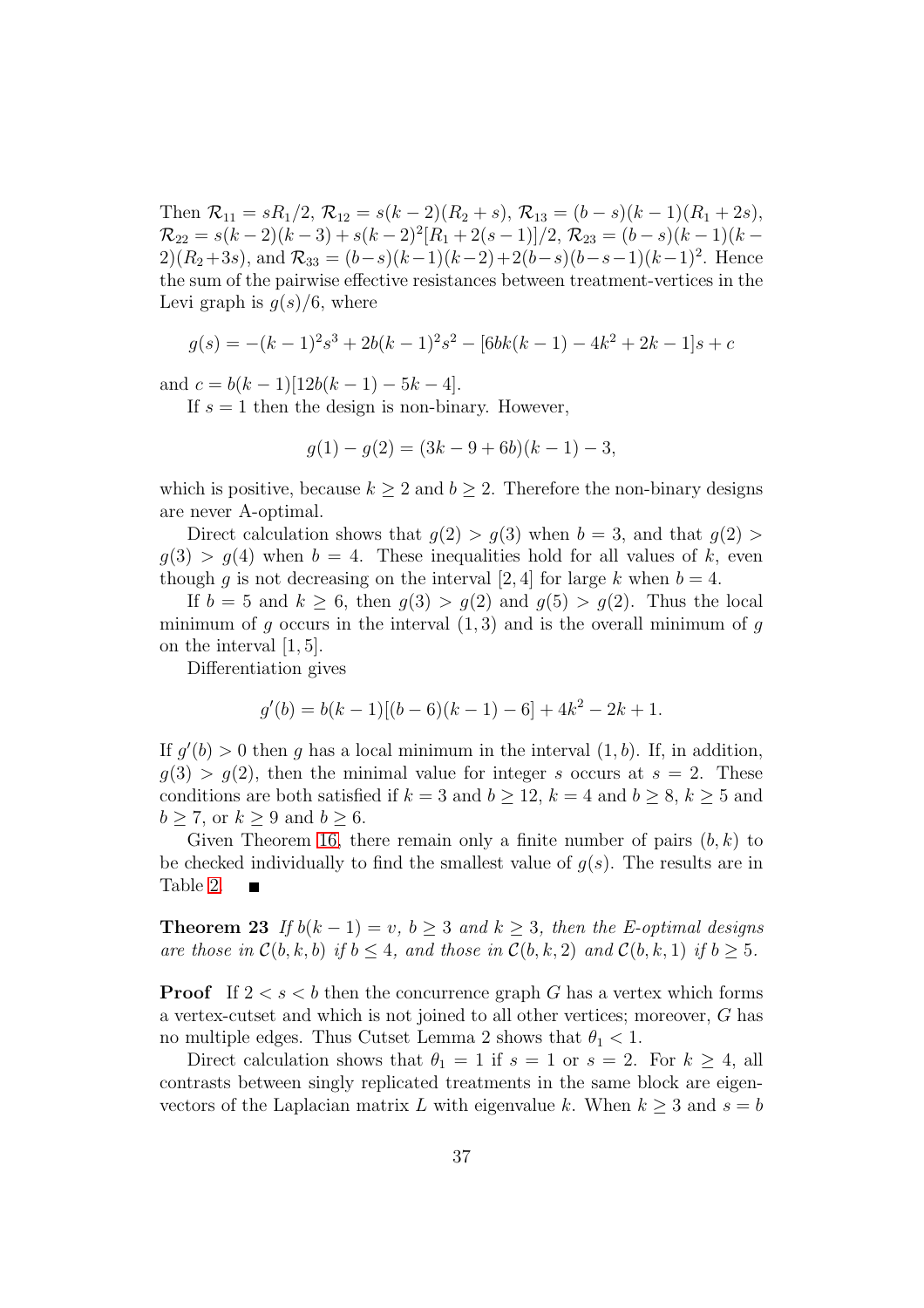Then $\mathcal{R}_{11} = sR_1/2$, $\mathcal{R}_{12} = s(k-2)(R_2+s)$, $\mathcal{R}_{13} = (b-s)(k-1)(R_1+2s)$, $\mathcal{R}_{22} = s(k-2)(k-3) + s(k-2)^2[R_1+2(s-1)]/2$, $\mathcal{R}_{23} = (b-s)(k-1)(k-2)(R_2+3s)$, and $\mathcal{R}_{33} = (b-s)(k-1)(k-2)+2(b-s)(b-s-1)(k-1)^2$. Hence the sum of the pairwise effective resistances between treatment-vertices in the Levi graph is $g(s)/6$, where

$$g(s) = -(k-1)^2s^3 + 2b(k-1)^2s^2 - [6bk(k-1) - 4k^2 + 2k - 1]s + c$$

and $c = b(k-1)[12b(k-1) - 5k - 4]$.

If $s = 1$ then the design is non-binary. However,

$$g(1) - g(2) = (3k - 9 + 6b)(k-1) - 3,$$

which is positive, because $k \geq 2$ and $b \geq 2$. Therefore the non-binary designs are never A-optimal.

Direct calculation shows that $g(2) > g(3)$ when $b = 3$, and that $g(2) > g(3) > g(4)$ when $b = 4$. These inequalities hold for all values of $k$, even though $g$ is not decreasing on the interval $[2, 4]$ for large $k$ when $b = 4$.

If $b = 5$ and $k \geq 6$, then $g(3) > g(2)$ and $g(5) > g(2)$. Thus the local minimum of $g$ occurs in the interval $(1, 3)$ and is the overall minimum of $g$ on the interval $[1, 5]$.

Differentiation gives

$$g'(b) = b(k-1)[(b-6)(k-1) - 6] + 4k^2 - 2k + 1.$$

If $g'(b) > 0$ then $g$ has a local minimum in the interval $(1, b)$. If, in addition, $g(3) > g(2)$, then the minimal value for integer $s$ occurs at $s = 2$. These conditions are both satisfied if $k = 3$ and $b \geq 12$, $k = 4$ and $b \geq 8$, $k \geq 5$ and $b \geq 7$, or $k \geq 9$ and $b \geq 6$.

Given Theorem 16, there remain only a finite number of pairs $(b, k)$ to be checked individually to find the smallest value of $g(s)$. The results are in Table 2. ∎

**Theorem 23** *If $b(k-1) = v$, $b \geq 3$ and $k \geq 3$, then the E-optimal designs are those in $\mathcal{C}(b, k, b)$ if $b \leq 4$, and those in $\mathcal{C}(b, k, 2)$ and $\mathcal{C}(b, k, 1)$ if $b \geq 5$.*

**Proof** If $2 < s < b$ then the concurrence graph $G$ has a vertex which forms a vertex-cutset and which is not joined to all other vertices; moreover, $G$ has no multiple edges. Thus Cutset Lemma 2 shows that $\theta_1 < 1$.

Direct calculation shows that $\theta_1 = 1$ if $s = 1$ or $s = 2$. For $k \geq 4$, all contrasts between singly replicated treatments in the same block are eigenvectors of the Laplacian matrix $L$ with eigenvalue $k$. When $k \geq 3$ and $s = b$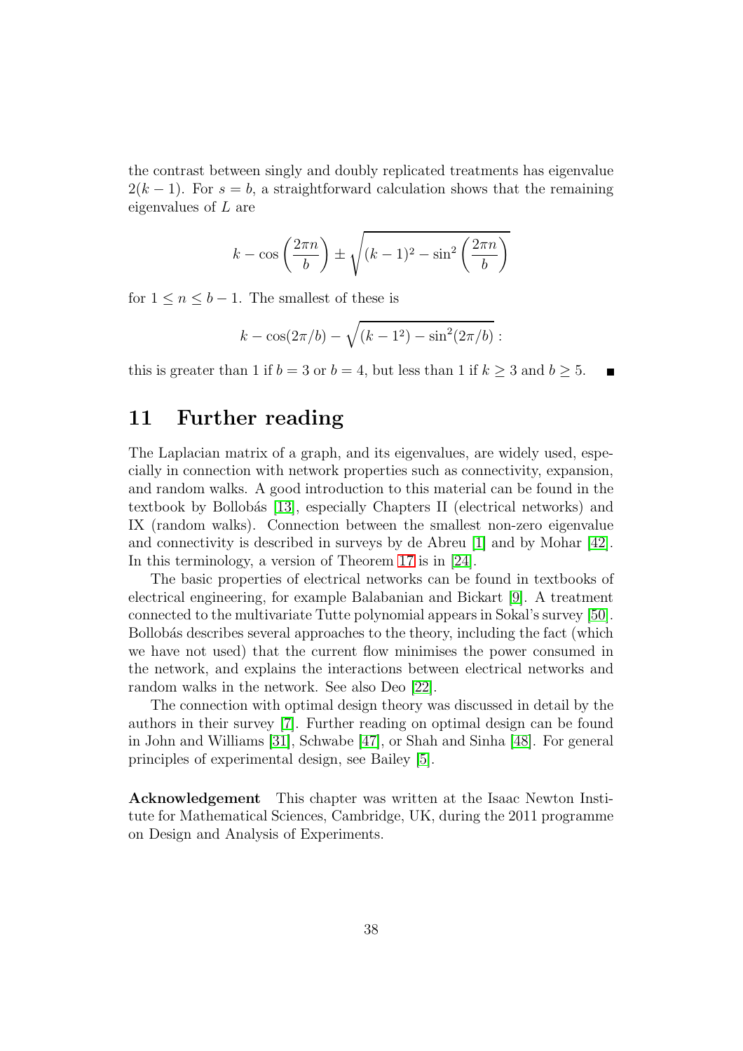the contrast between singly and doubly replicated treatments has eigenvalue $2(k-1)$. For $s=b$, a straightforward calculation shows that the remaining eigenvalues of $L$ are

$$k - \cos\left(\frac{2\pi n}{b}\right) \pm \sqrt{(k-1)^2 - \sin^2\left(\frac{2\pi n}{b}\right)}$$

for $1 \leq n \leq b-1$. The smallest of these is

$$k - \cos(2\pi/b) - \sqrt{(k-1^2) - \sin^2(2\pi/b)} :$$

this is greater than 1 if $b=3$ or $b=4$, but less than 1 if $k \geq 3$ and $b \geq 5$. ∎

## 11 Further reading

The Laplacian matrix of a graph, and its eigenvalues, are widely used, especially in connection with network properties such as connectivity, expansion, and random walks. A good introduction to this material can be found in the textbook by Bollobás [13], especially Chapters II (electrical networks) and IX (random walks). Connection between the smallest non-zero eigenvalue and connectivity is described in surveys by de Abreu [1] and by Mohar [42]. In this terminology, a version of Theorem 17 is in [24].

The basic properties of electrical networks can be found in textbooks of electrical engineering, for example Balabanian and Bickart [9]. A treatment connected to the multivariate Tutte polynomial appears in Sokal's survey [50]. Bollobás describes several approaches to the theory, including the fact (which we have not used) that the current flow minimises the power consumed in the network, and explains the interactions between electrical networks and random walks in the network. See also Deo [22].

The connection with optimal design theory was discussed in detail by the authors in their survey [7]. Further reading on optimal design can be found in John and Williams [31], Schwabe [47], or Shah and Sinha [48]. For general principles of experimental design, see Bailey [5].

**Acknowledgement** This chapter was written at the Isaac Newton Institute for Mathematical Sciences, Cambridge, UK, during the 2011 programme on Design and Analysis of Experiments.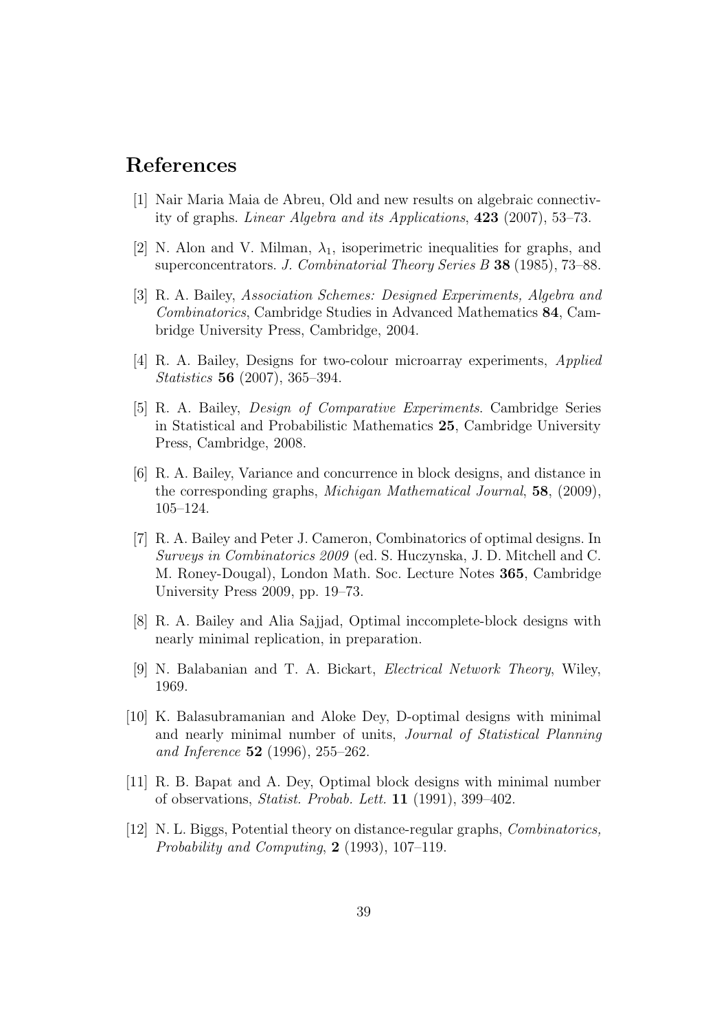# References

[1] Nair Maria Maia de Abreu, Old and new results on algebraic connectivity of graphs. *Linear Algebra and its Applications*, **423** (2007), 53–73.

[2] N. Alon and V. Milman, $\lambda_1$, isoperimetric inequalities for graphs, and superconcentrators. *J. Combinatorial Theory Series B* **38** (1985), 73–88.

[3] R. A. Bailey, *Association Schemes: Designed Experiments, Algebra and Combinatorics*, Cambridge Studies in Advanced Mathematics **84**, Cambridge University Press, Cambridge, 2004.

[4] R. A. Bailey, Designs for two-colour microarray experiments, *Applied Statistics* **56** (2007), 365–394.

[5] R. A. Bailey, *Design of Comparative Experiments*. Cambridge Series in Statistical and Probabilistic Mathematics **25**, Cambridge University Press, Cambridge, 2008.

[6] R. A. Bailey, Variance and concurrence in block designs, and distance in the corresponding graphs, *Michigan Mathematical Journal*, **58**, (2009), 105–124.

[7] R. A. Bailey and Peter J. Cameron, Combinatorics of optimal designs. In *Surveys in Combinatorics 2009* (ed. S. Huczynska, J. D. Mitchell and C. M. Roney-Dougal), London Math. Soc. Lecture Notes **365**, Cambridge University Press 2009, pp. 19–73.

[8] R. A. Bailey and Alia Sajjad, Optimal inccomplete-block designs with nearly minimal replication, in preparation.

[9] N. Balabanian and T. A. Bickart, *Electrical Network Theory*, Wiley, 1969.

[10] K. Balasubramanian and Aloke Dey, D-optimal designs with minimal and nearly minimal number of units, *Journal of Statistical Planning and Inference* **52** (1996), 255–262.

[11] R. B. Bapat and A. Dey, Optimal block designs with minimal number of observations, *Statist. Probab. Lett.* **11** (1991), 399–402.

[12] N. L. Biggs, Potential theory on distance-regular graphs, *Combinatorics, Probability and Computing*, **2** (1993), 107–119.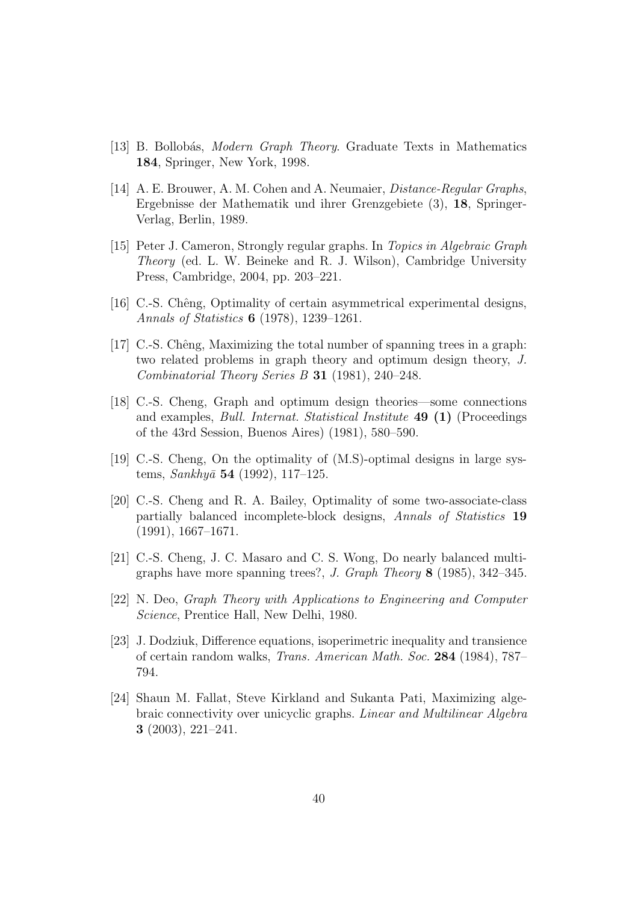[13] B. Bollobás, *Modern Graph Theory*. Graduate Texts in Mathematics **184**, Springer, New York, 1998.

[14] A. E. Brouwer, A. M. Cohen and A. Neumaier, *Distance-Regular Graphs*, Ergebnisse der Mathematik und ihrer Grenzgebiete (3), **18**, Springer-Verlag, Berlin, 1989.

[15] Peter J. Cameron, Strongly regular graphs. In *Topics in Algebraic Graph Theory* (ed. L. W. Beineke and R. J. Wilson), Cambridge University Press, Cambridge, 2004, pp. 203–221.

[16] C.-S. Chêng, Optimality of certain asymmetrical experimental designs, *Annals of Statistics* **6** (1978), 1239–1261.

[17] C.-S. Chêng, Maximizing the total number of spanning trees in a graph: two related problems in graph theory and optimum design theory, *J. Combinatorial Theory Series B* **31** (1981), 240–248.

[18] C.-S. Cheng, Graph and optimum design theories—some connections and examples, *Bull. Internat. Statistical Institute* **49 (1)** (Proceedings of the 43rd Session, Buenos Aires) (1981), 580–590.

[19] C.-S. Cheng, On the optimality of (M.S)-optimal designs in large systems, *Sankhyā* **54** (1992), 117–125.

[20] C.-S. Cheng and R. A. Bailey, Optimality of some two-associate-class partially balanced incomplete-block designs, *Annals of Statistics* **19** (1991), 1667–1671.

[21] C.-S. Cheng, J. C. Masaro and C. S. Wong, Do nearly balanced multigraphs have more spanning trees?, *J. Graph Theory* **8** (1985), 342–345.

[22] N. Deo, *Graph Theory with Applications to Engineering and Computer Science*, Prentice Hall, New Delhi, 1980.

[23] J. Dodziuk, Difference equations, isoperimetric inequality and transience of certain random walks, *Trans. American Math. Soc.* **284** (1984), 787–794.

[24] Shaun M. Fallat, Steve Kirkland and Sukanta Pati, Maximizing algebraic connectivity over unicyclic graphs. *Linear and Multilinear Algebra* **3** (2003), 221–241.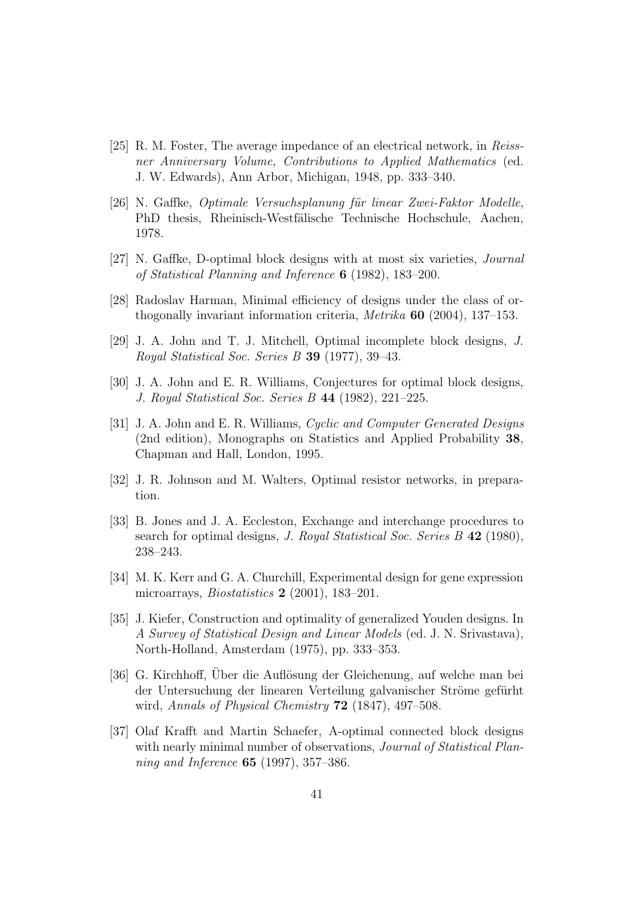[25] R. M. Foster, The average impedance of an electrical network, in *Reissner Anniversary Volume, Contributions to Applied Mathematics* (ed. J. W. Edwards), Ann Arbor, Michigan, 1948, pp. 333–340.

[26] N. Gaffke, *Optimale Versuchsplanung für linear Zwei-Faktor Modelle*, PhD thesis, Rheinisch-Westfälische Technische Hochschule, Aachen, 1978.

[27] N. Gaffke, D-optimal block designs with at most six varieties, *Journal of Statistical Planning and Inference* **6** (1982), 183–200.

[28] Radoslav Harman, Minimal efficiency of designs under the class of orthogonally invariant information criteria, *Metrika* **60** (2004), 137–153.

[29] J. A. John and T. J. Mitchell, Optimal incomplete block designs, *J. Royal Statistical Soc. Series B* **39** (1977), 39–43.

[30] J. A. John and E. R. Williams, Conjectures for optimal block designs, *J. Royal Statistical Soc. Series B* **44** (1982), 221–225.

[31] J. A. John and E. R. Williams, *Cyclic and Computer Generated Designs* (2nd edition), Monographs on Statistics and Applied Probability **38**, Chapman and Hall, London, 1995.

[32] J. R. Johnson and M. Walters, Optimal resistor networks, in preparation.

[33] B. Jones and J. A. Eccleston, Exchange and interchange procedures to search for optimal designs, *J. Royal Statistical Soc. Series B* **42** (1980), 238–243.

[34] M. K. Kerr and G. A. Churchill, Experimental design for gene expression microarrays, *Biostatistics* **2** (2001), 183–201.

[35] J. Kiefer, Construction and optimality of generalized Youden designs. In *A Survey of Statistical Design and Linear Models* (ed. J. N. Srivastava), North-Holland, Amsterdam (1975), pp. 333–353.

[36] G. Kirchhoff, Über die Auflösung der Gleichenung, auf welche man bei der Untersuchung der linearen Verteilung galvanischer Ströme gefürht wird, *Annals of Physical Chemistry* **72** (1847), 497–508.

[37] Olaf Krafft and Martin Schaefer, A-optimal connected block designs with nearly minimal number of observations, *Journal of Statistical Planning and Inference* **65** (1997), 357–386.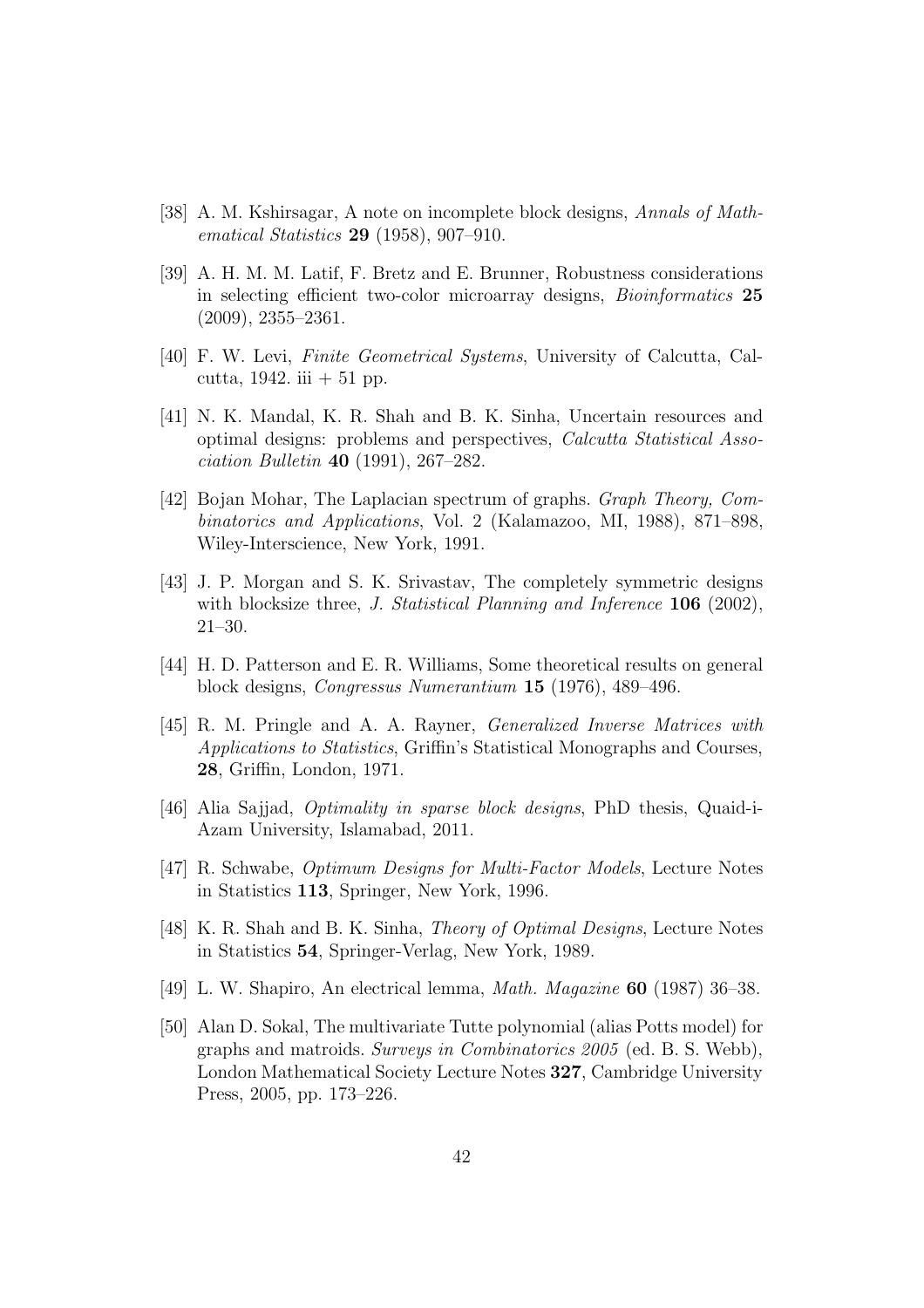[38] A. M. Kshirsagar, A note on incomplete block designs, *Annals of Mathematical Statistics* **29** (1958), 907–910.

[39] A. H. M. M. Latif, F. Bretz and E. Brunner, Robustness considerations in selecting efficient two-color microarray designs, *Bioinformatics* **25** (2009), 2355–2361.

[40] F. W. Levi, *Finite Geometrical Systems*, University of Calcutta, Calcutta, 1942. iii + 51 pp.

[41] N. K. Mandal, K. R. Shah and B. K. Sinha, Uncertain resources and optimal designs: problems and perspectives, *Calcutta Statistical Association Bulletin* **40** (1991), 267–282.

[42] Bojan Mohar, The Laplacian spectrum of graphs. *Graph Theory, Combinatorics and Applications*, Vol. 2 (Kalamazoo, MI, 1988), 871–898, Wiley-Interscience, New York, 1991.

[43] J. P. Morgan and S. K. Srivastav, The completely symmetric designs with blocksize three, *J. Statistical Planning and Inference* **106** (2002), 21–30.

[44] H. D. Patterson and E. R. Williams, Some theoretical results on general block designs, *Congressus Numerantium* **15** (1976), 489–496.

[45] R. M. Pringle and A. A. Rayner, *Generalized Inverse Matrices with Applications to Statistics*, Griffin's Statistical Monographs and Courses, **28**, Griffin, London, 1971.

[46] Alia Sajjad, *Optimality in sparse block designs*, PhD thesis, Quaid-i-Azam University, Islamabad, 2011.

[47] R. Schwabe, *Optimum Designs for Multi-Factor Models*, Lecture Notes in Statistics **113**, Springer, New York, 1996.

[48] K. R. Shah and B. K. Sinha, *Theory of Optimal Designs*, Lecture Notes in Statistics **54**, Springer-Verlag, New York, 1989.

[49] L. W. Shapiro, An electrical lemma, *Math. Magazine* **60** (1987) 36–38.

[50] Alan D. Sokal, The multivariate Tutte polynomial (alias Potts model) for graphs and matroids. *Surveys in Combinatorics 2005* (ed. B. S. Webb), London Mathematical Society Lecture Notes **327**, Cambridge University Press, 2005, pp. 173–226.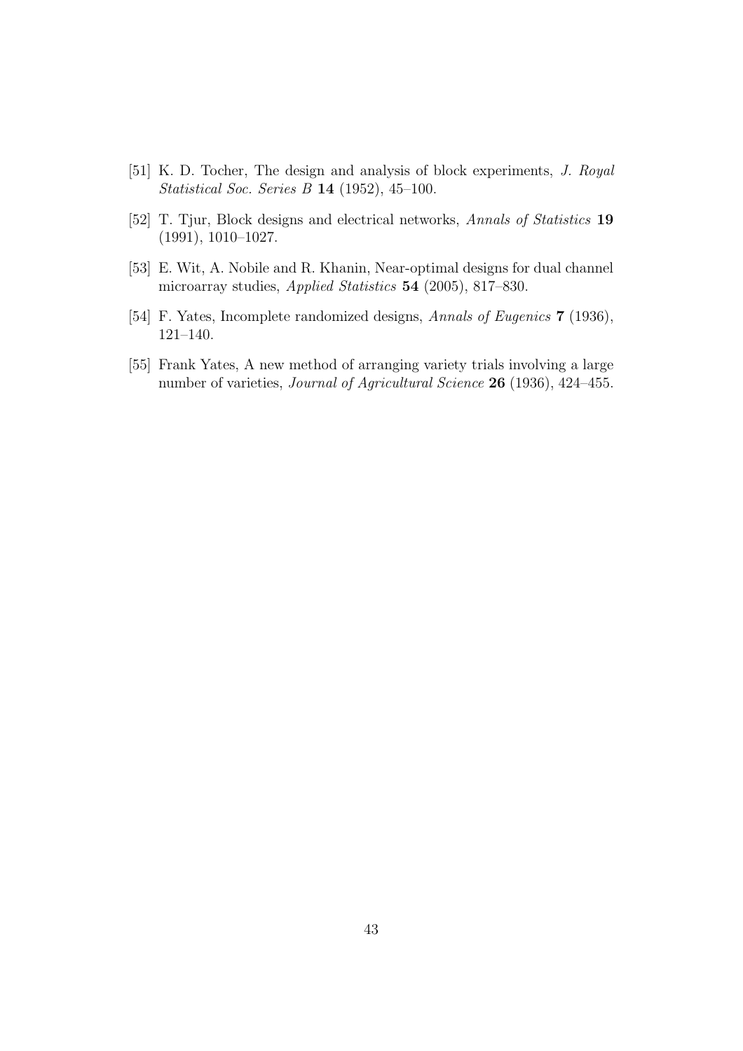[51] K. D. Tocher, The design and analysis of block experiments, *J. Royal Statistical Soc. Series B* **14** (1952), 45–100.

[52] T. Tjur, Block designs and electrical networks, *Annals of Statistics* **19** (1991), 1010–1027.

[53] E. Wit, A. Nobile and R. Khanin, Near-optimal designs for dual channel microarray studies, *Applied Statistics* **54** (2005), 817–830.

[54] F. Yates, Incomplete randomized designs, *Annals of Eugenics* **7** (1936), 121–140.

[55] Frank Yates, A new method of arranging variety trials involving a large number of varieties, *Journal of Agricultural Science* **26** (1936), 424–455.